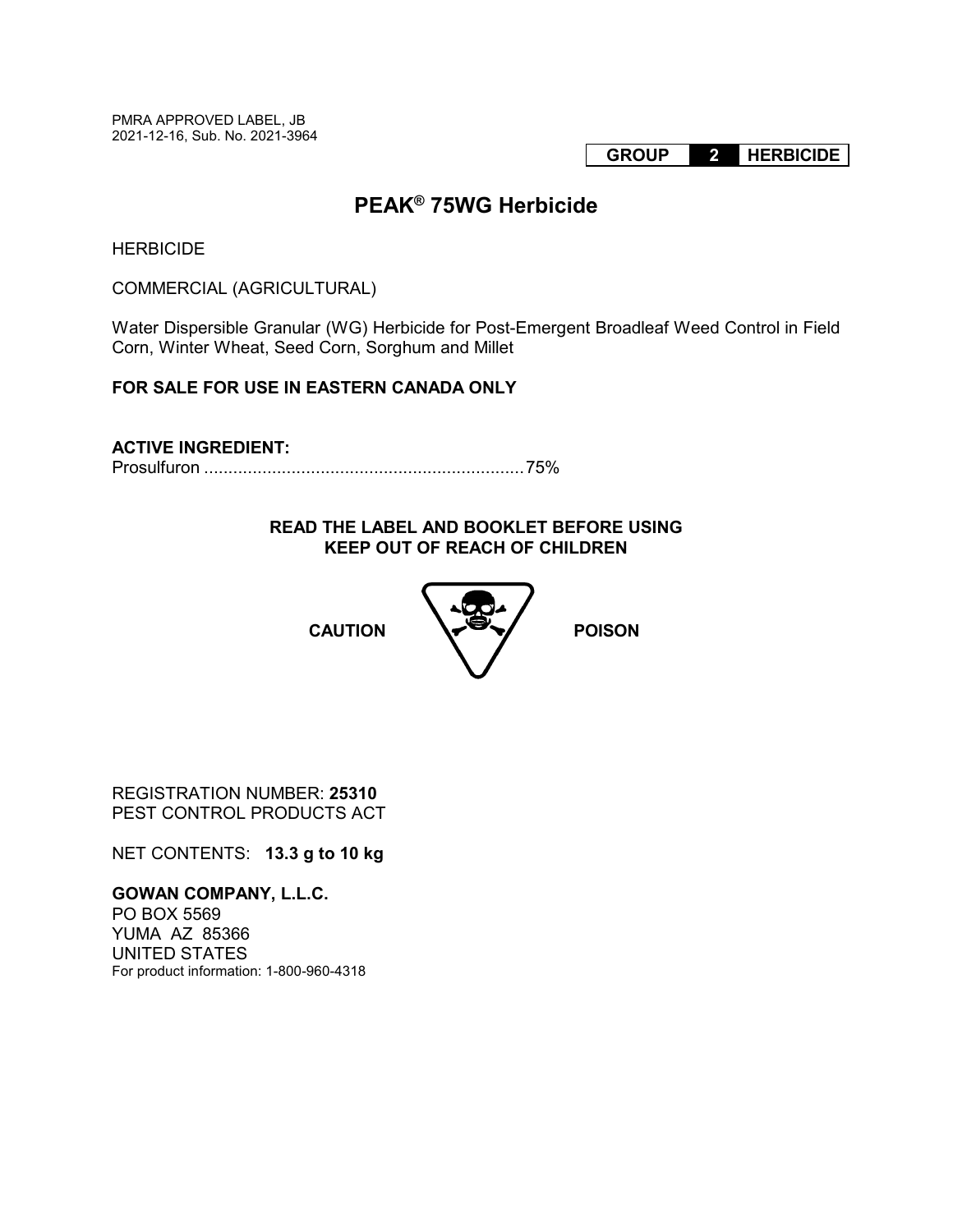PMRA APPROVED LABEL, JB
2021-12-16, Sub. No. 2021-3964

| GROUP | 2 | HERBICIDE |
|---|---|---|

# PEAK® 75WG Herbicide

HERBICIDE

COMMERCIAL (AGRICULTURAL)

Water Dispersible Granular (WG) Herbicide for Post-Emergent Broadleaf Weed Control in Field Corn, Winter Wheat, Seed Corn, Sorghum and Millet

**FOR SALE FOR USE IN EASTERN CANADA ONLY**

**ACTIVE INGREDIENT:**
Prosulfuron ..................................................................75%

**READ THE LABEL AND BOOKLET BEFORE USING**
**KEEP OUT OF REACH OF CHILDREN**

**CAUTION** **POISON**

REGISTRATION NUMBER: **25310**
PEST CONTROL PRODUCTS ACT

NET CONTENTS: **13.3 g to 10 kg**

**GOWAN COMPANY, L.L.C.**
PO BOX 5569
YUMA AZ 85366
UNITED STATES
For product information: 1-800-960-4318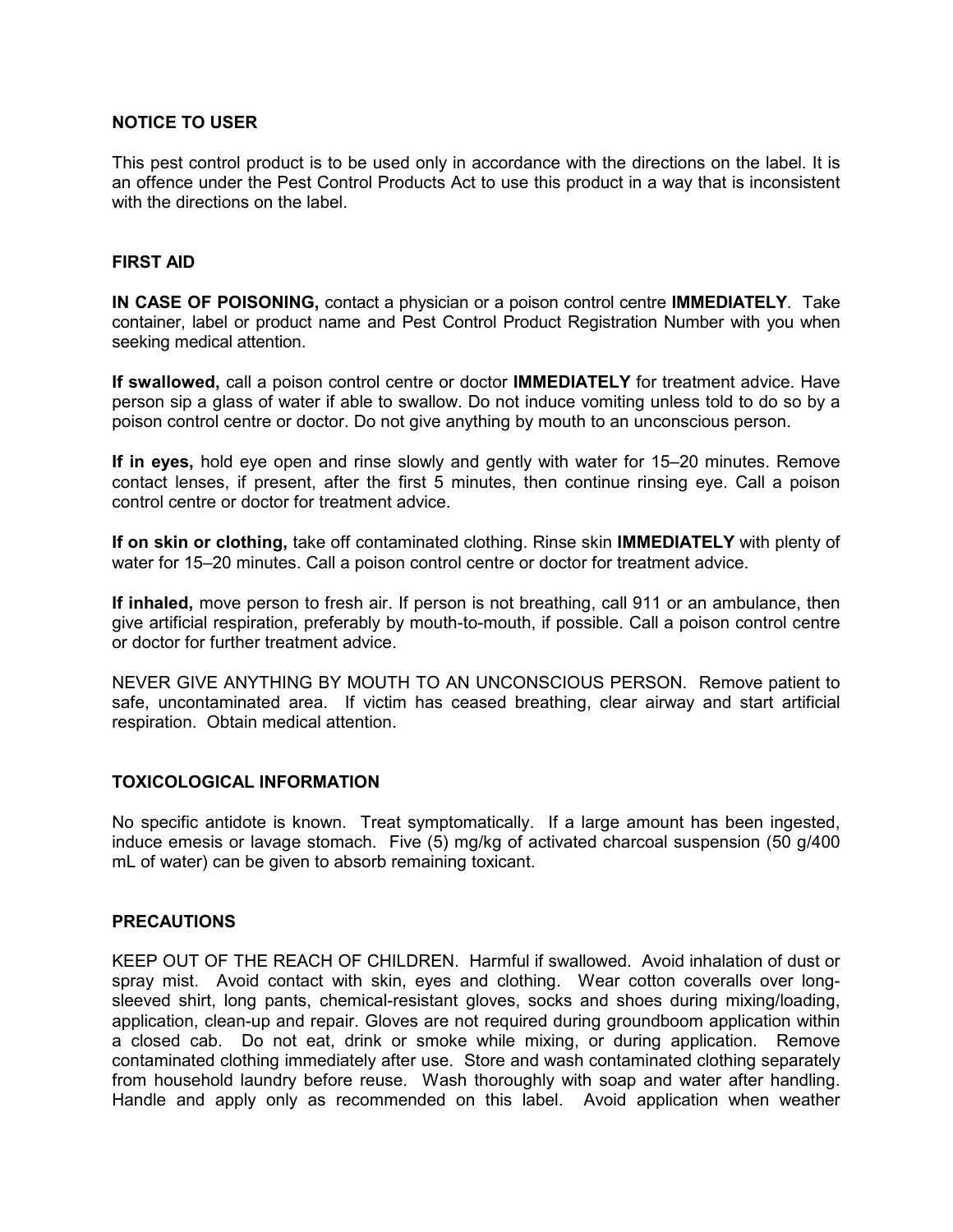## NOTICE TO USER

This pest control product is to be used only in accordance with the directions on the label. It is an offence under the Pest Control Products Act to use this product in a way that is inconsistent with the directions on the label.

## FIRST AID

**IN CASE OF POISONING,** contact a physician or a poison control centre **IMMEDIATELY**. Take container, label or product name and Pest Control Product Registration Number with you when seeking medical attention.

**If swallowed,** call a poison control centre or doctor **IMMEDIATELY** for treatment advice. Have person sip a glass of water if able to swallow. Do not induce vomiting unless told to do so by a poison control centre or doctor. Do not give anything by mouth to an unconscious person.

**If in eyes,** hold eye open and rinse slowly and gently with water for 15–20 minutes. Remove contact lenses, if present, after the first 5 minutes, then continue rinsing eye. Call a poison control centre or doctor for treatment advice.

**If on skin or clothing,** take off contaminated clothing. Rinse skin **IMMEDIATELY** with plenty of water for 15–20 minutes. Call a poison control centre or doctor for treatment advice.

**If inhaled,** move person to fresh air. If person is not breathing, call 911 or an ambulance, then give artificial respiration, preferably by mouth-to-mouth, if possible. Call a poison control centre or doctor for further treatment advice.

NEVER GIVE ANYTHING BY MOUTH TO AN UNCONSCIOUS PERSON. Remove patient to safe, uncontaminated area. If victim has ceased breathing, clear airway and start artificial respiration. Obtain medical attention.

## TOXICOLOGICAL INFORMATION

No specific antidote is known. Treat symptomatically. If a large amount has been ingested, induce emesis or lavage stomach. Five (5) mg/kg of activated charcoal suspension (50 g/400 mL of water) can be given to absorb remaining toxicant.

## PRECAUTIONS

KEEP OUT OF THE REACH OF CHILDREN. Harmful if swallowed. Avoid inhalation of dust or spray mist. Avoid contact with skin, eyes and clothing. Wear cotton coveralls over long-sleeved shirt, long pants, chemical-resistant gloves, socks and shoes during mixing/loading, application, clean-up and repair. Gloves are not required during groundboom application within a closed cab. Do not eat, drink or smoke while mixing, or during application. Remove contaminated clothing immediately after use. Store and wash contaminated clothing separately from household laundry before reuse. Wash thoroughly with soap and water after handling. Handle and apply only as recommended on this label. Avoid application when weather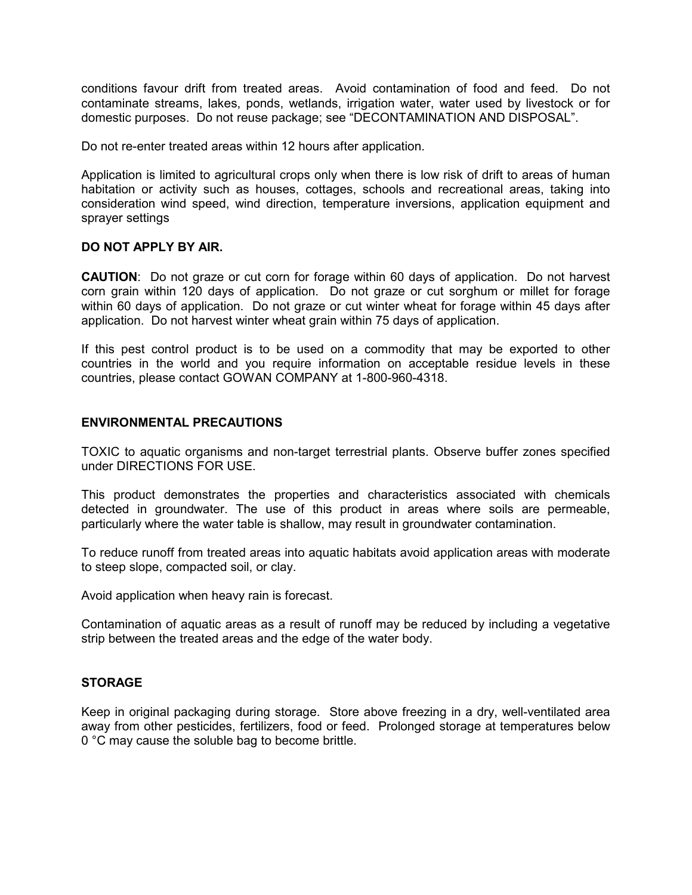conditions favour drift from treated areas. Avoid contamination of food and feed. Do not contaminate streams, lakes, ponds, wetlands, irrigation water, water used by livestock or for domestic purposes. Do not reuse package; see "DECONTAMINATION AND DISPOSAL".

Do not re-enter treated areas within 12 hours after application.

Application is limited to agricultural crops only when there is low risk of drift to areas of human habitation or activity such as houses, cottages, schools and recreational areas, taking into consideration wind speed, wind direction, temperature inversions, application equipment and sprayer settings

**DO NOT APPLY BY AIR.**

**CAUTION**: Do not graze or cut corn for forage within 60 days of application. Do not harvest corn grain within 120 days of application. Do not graze or cut sorghum or millet for forage within 60 days of application. Do not graze or cut winter wheat for forage within 45 days after application. Do not harvest winter wheat grain within 75 days of application.

If this pest control product is to be used on a commodity that may be exported to other countries in the world and you require information on acceptable residue levels in these countries, please contact GOWAN COMPANY at 1-800-960-4318.

## ENVIRONMENTAL PRECAUTIONS

TOXIC to aquatic organisms and non-target terrestrial plants. Observe buffer zones specified under DIRECTIONS FOR USE.

This product demonstrates the properties and characteristics associated with chemicals detected in groundwater. The use of this product in areas where soils are permeable, particularly where the water table is shallow, may result in groundwater contamination.

To reduce runoff from treated areas into aquatic habitats avoid application areas with moderate to steep slope, compacted soil, or clay.

Avoid application when heavy rain is forecast.

Contamination of aquatic areas as a result of runoff may be reduced by including a vegetative strip between the treated areas and the edge of the water body.

## STORAGE

Keep in original packaging during storage. Store above freezing in a dry, well-ventilated area away from other pesticides, fertilizers, food or feed. Prolonged storage at temperatures below 0 °C may cause the soluble bag to become brittle.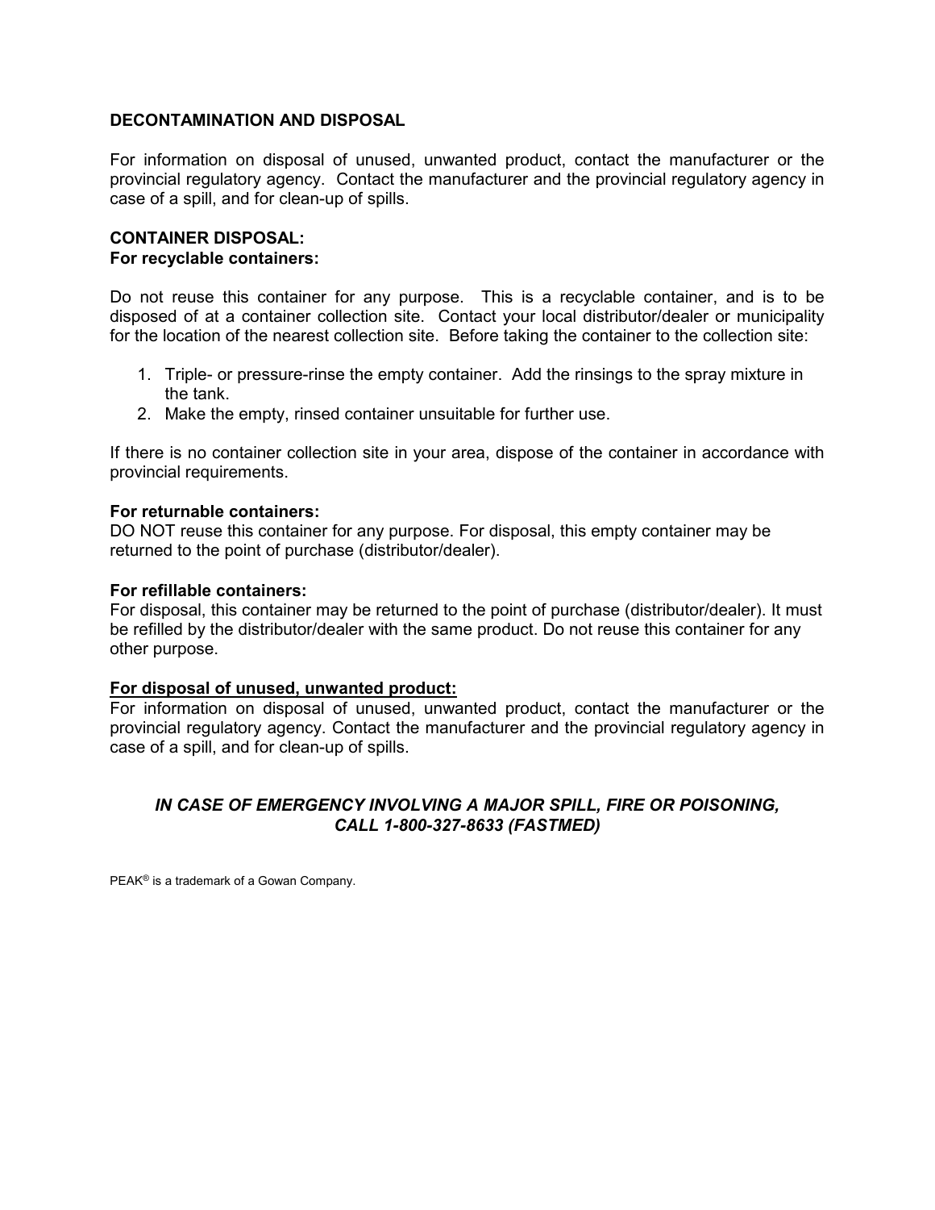**DECONTAMINATION AND DISPOSAL**

For information on disposal of unused, unwanted product, contact the manufacturer or the provincial regulatory agency. Contact the manufacturer and the provincial regulatory agency in case of a spill, and for clean-up of spills.

**CONTAINER DISPOSAL:**
**For recyclable containers:**

Do not reuse this container for any purpose. This is a recyclable container, and is to be disposed of at a container collection site. Contact your local distributor/dealer or municipality for the location of the nearest collection site. Before taking the container to the collection site:

1. Triple- or pressure-rinse the empty container. Add the rinsings to the spray mixture in the tank.
2. Make the empty, rinsed container unsuitable for further use.

If there is no container collection site in your area, dispose of the container in accordance with provincial requirements.

**For returnable containers:**
DO NOT reuse this container for any purpose. For disposal, this empty container may be returned to the point of purchase (distributor/dealer).

**For refillable containers:**
For disposal, this container may be returned to the point of purchase (distributor/dealer). It must be refilled by the distributor/dealer with the same product. Do not reuse this container for any other purpose.

**For disposal of unused, unwanted product:**
For information on disposal of unused, unwanted product, contact the manufacturer or the provincial regulatory agency. Contact the manufacturer and the provincial regulatory agency in case of a spill, and for clean-up of spills.

***IN CASE OF EMERGENCY INVOLVING A MAJOR SPILL, FIRE OR POISONING, CALL 1-800-327-8633 (FASTMED)***

PEAK® is a trademark of a Gowan Company.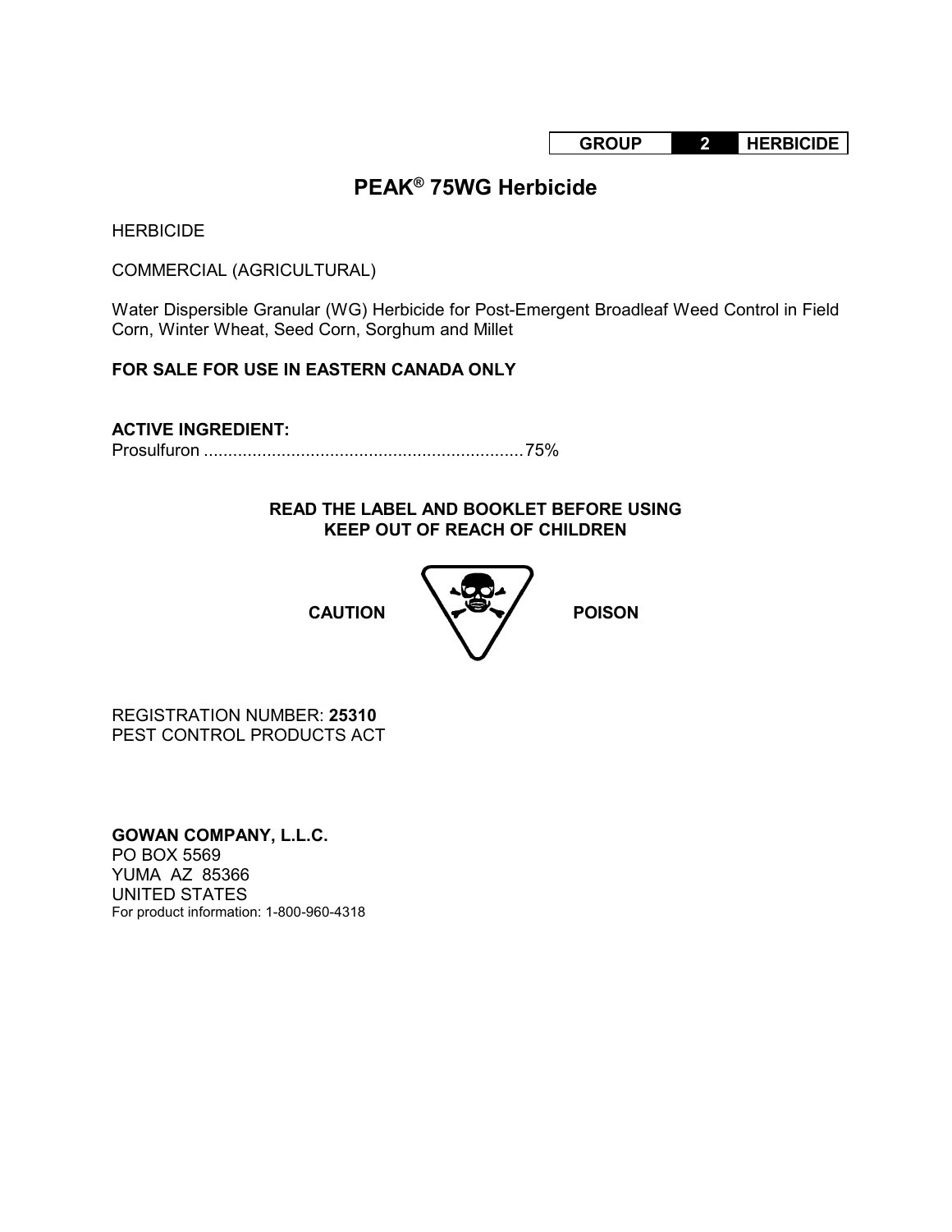| GROUP | 2 | HERBICIDE |
| --- | --- | --- |

# PEAK® 75WG Herbicide

HERBICIDE

COMMERCIAL (AGRICULTURAL)

Water Dispersible Granular (WG) Herbicide for Post-Emergent Broadleaf Weed Control in Field Corn, Winter Wheat, Seed Corn, Sorghum and Millet

**FOR SALE FOR USE IN EASTERN CANADA ONLY**

**ACTIVE INGREDIENT:**
Prosulfuron ..................................................................75%

**READ THE LABEL AND BOOKLET BEFORE USING**
**KEEP OUT OF REACH OF CHILDREN**

**CAUTION** **POISON**

REGISTRATION NUMBER: **25310**
PEST CONTROL PRODUCTS ACT

**GOWAN COMPANY, L.L.C.**
PO BOX 5569
YUMA AZ 85366
UNITED STATES
For product information: 1-800-960-4318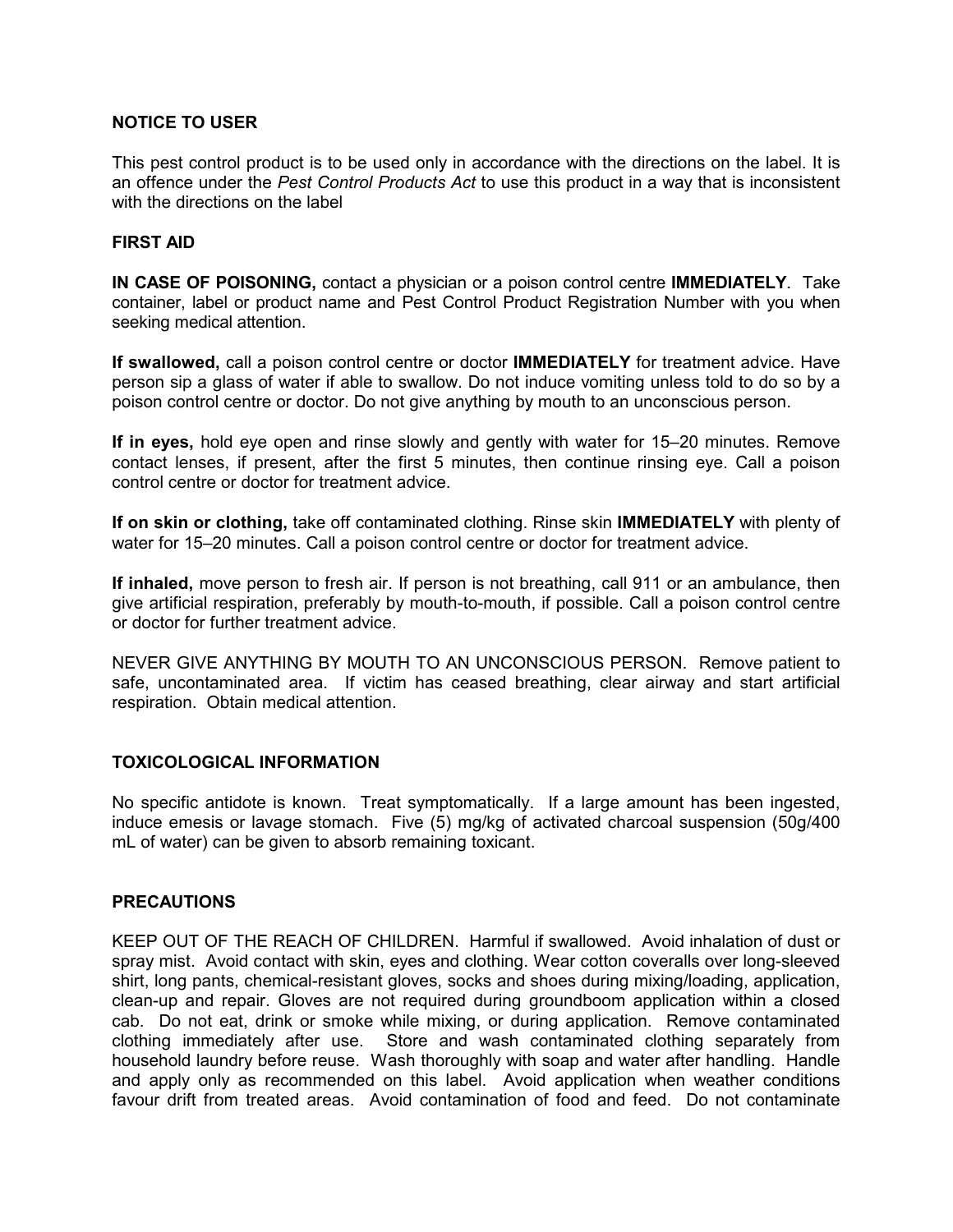**NOTICE TO USER**

This pest control product is to be used only in accordance with the directions on the label. It is an offence under the *Pest Control Products Act* to use this product in a way that is inconsistent with the directions on the label

**FIRST AID**

**IN CASE OF POISONING,** contact a physician or a poison control centre **IMMEDIATELY**. Take container, label or product name and Pest Control Product Registration Number with you when seeking medical attention.

**If swallowed,** call a poison control centre or doctor **IMMEDIATELY** for treatment advice. Have person sip a glass of water if able to swallow. Do not induce vomiting unless told to do so by a poison control centre or doctor. Do not give anything by mouth to an unconscious person.

**If in eyes,** hold eye open and rinse slowly and gently with water for 15–20 minutes. Remove contact lenses, if present, after the first 5 minutes, then continue rinsing eye. Call a poison control centre or doctor for treatment advice.

**If on skin or clothing,** take off contaminated clothing. Rinse skin **IMMEDIATELY** with plenty of water for 15–20 minutes. Call a poison control centre or doctor for treatment advice.

**If inhaled,** move person to fresh air. If person is not breathing, call 911 or an ambulance, then give artificial respiration, preferably by mouth-to-mouth, if possible. Call a poison control centre or doctor for further treatment advice.

NEVER GIVE ANYTHING BY MOUTH TO AN UNCONSCIOUS PERSON. Remove patient to safe, uncontaminated area. If victim has ceased breathing, clear airway and start artificial respiration. Obtain medical attention.

**TOXICOLOGICAL INFORMATION**

No specific antidote is known. Treat symptomatically. If a large amount has been ingested, induce emesis or lavage stomach. Five (5) mg/kg of activated charcoal suspension (50g/400 mL of water) can be given to absorb remaining toxicant.

**PRECAUTIONS**

KEEP OUT OF THE REACH OF CHILDREN. Harmful if swallowed. Avoid inhalation of dust or spray mist. Avoid contact with skin, eyes and clothing. Wear cotton coveralls over long-sleeved shirt, long pants, chemical-resistant gloves, socks and shoes during mixing/loading, application, clean-up and repair. Gloves are not required during groundboom application within a closed cab. Do not eat, drink or smoke while mixing, or during application. Remove contaminated clothing immediately after use. Store and wash contaminated clothing separately from household laundry before reuse. Wash thoroughly with soap and water after handling. Handle and apply only as recommended on this label. Avoid application when weather conditions favour drift from treated areas. Avoid contamination of food and feed. Do not contaminate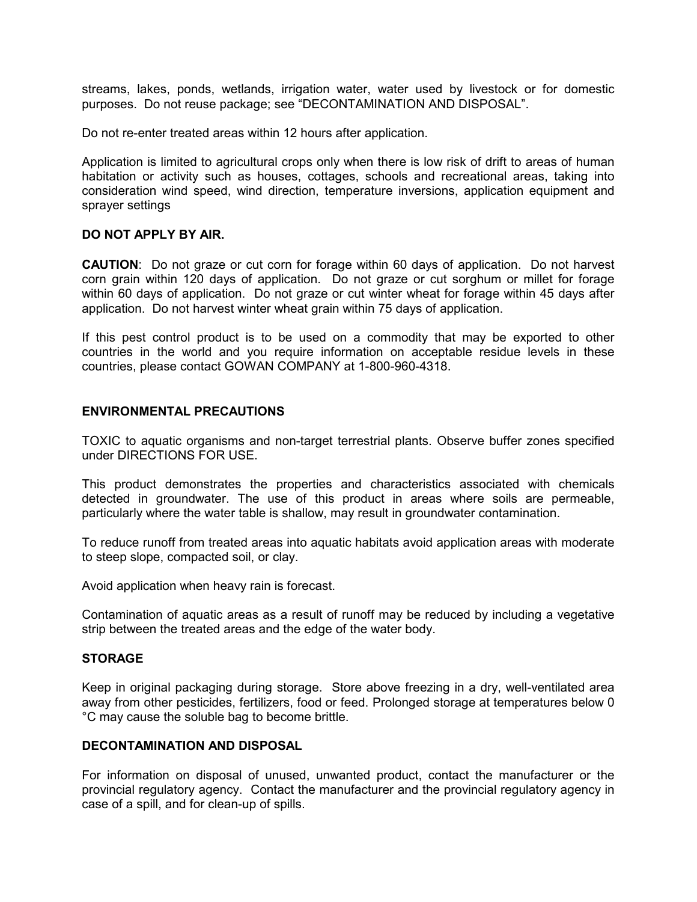streams, lakes, ponds, wetlands, irrigation water, water used by livestock or for domestic purposes. Do not reuse package; see "DECONTAMINATION AND DISPOSAL".

Do not re-enter treated areas within 12 hours after application.

Application is limited to agricultural crops only when there is low risk of drift to areas of human habitation or activity such as houses, cottages, schools and recreational areas, taking into consideration wind speed, wind direction, temperature inversions, application equipment and sprayer settings

**DO NOT APPLY BY AIR.**

**CAUTION**: Do not graze or cut corn for forage within 60 days of application. Do not harvest corn grain within 120 days of application. Do not graze or cut sorghum or millet for forage within 60 days of application. Do not graze or cut winter wheat for forage within 45 days after application. Do not harvest winter wheat grain within 75 days of application.

If this pest control product is to be used on a commodity that may be exported to other countries in the world and you require information on acceptable residue levels in these countries, please contact GOWAN COMPANY at 1-800-960-4318.

## ENVIRONMENTAL PRECAUTIONS

TOXIC to aquatic organisms and non-target terrestrial plants. Observe buffer zones specified under DIRECTIONS FOR USE.

This product demonstrates the properties and characteristics associated with chemicals detected in groundwater. The use of this product in areas where soils are permeable, particularly where the water table is shallow, may result in groundwater contamination.

To reduce runoff from treated areas into aquatic habitats avoid application areas with moderate to steep slope, compacted soil, or clay.

Avoid application when heavy rain is forecast.

Contamination of aquatic areas as a result of runoff may be reduced by including a vegetative strip between the treated areas and the edge of the water body.

## STORAGE

Keep in original packaging during storage. Store above freezing in a dry, well-ventilated area away from other pesticides, fertilizers, food or feed. Prolonged storage at temperatures below 0 °C may cause the soluble bag to become brittle.

## DECONTAMINATION AND DISPOSAL

For information on disposal of unused, unwanted product, contact the manufacturer or the provincial regulatory agency. Contact the manufacturer and the provincial regulatory agency in case of a spill, and for clean-up of spills.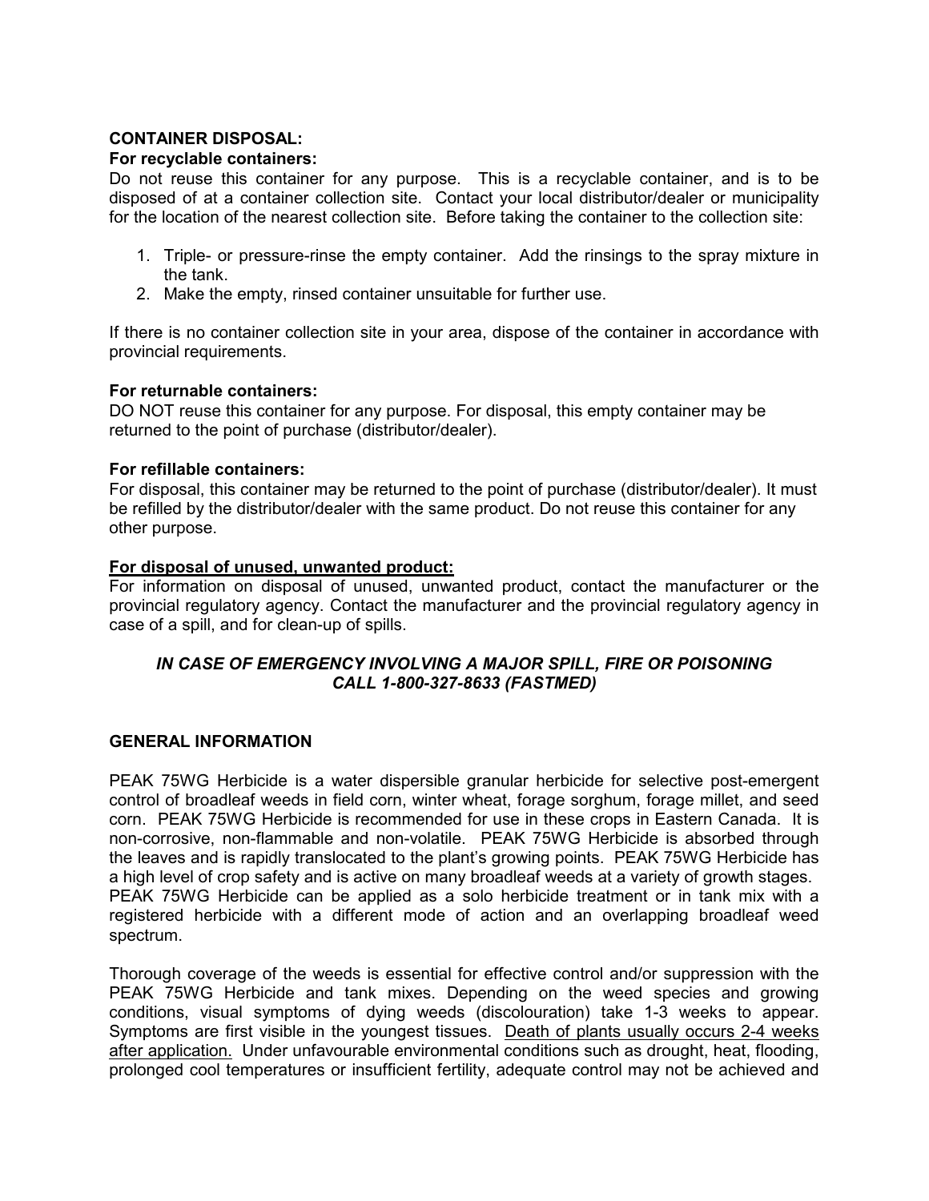**CONTAINER DISPOSAL:**

**For recyclable containers:**

Do not reuse this container for any purpose. This is a recyclable container, and is to be disposed of at a container collection site. Contact your local distributor/dealer or municipality for the location of the nearest collection site. Before taking the container to the collection site:

1. Triple- or pressure-rinse the empty container. Add the rinsings to the spray mixture in the tank.
2. Make the empty, rinsed container unsuitable for further use.

If there is no container collection site in your area, dispose of the container in accordance with provincial requirements.

**For returnable containers:**

DO NOT reuse this container for any purpose. For disposal, this empty container may be returned to the point of purchase (distributor/dealer).

**For refillable containers:**

For disposal, this container may be returned to the point of purchase (distributor/dealer). It must be refilled by the distributor/dealer with the same product. Do not reuse this container for any other purpose.

<u>**For disposal of unused, unwanted product:**</u>

For information on disposal of unused, unwanted product, contact the manufacturer or the provincial regulatory agency. Contact the manufacturer and the provincial regulatory agency in case of a spill, and for clean-up of spills.

***IN CASE OF EMERGENCY INVOLVING A MAJOR SPILL, FIRE OR POISONING CALL 1-800-327-8633 (FASTMED)***

**GENERAL INFORMATION**

PEAK 75WG Herbicide is a water dispersible granular herbicide for selective post-emergent control of broadleaf weeds in field corn, winter wheat, forage sorghum, forage millet, and seed corn. PEAK 75WG Herbicide is recommended for use in these crops in Eastern Canada. It is non-corrosive, non-flammable and non-volatile. PEAK 75WG Herbicide is absorbed through the leaves and is rapidly translocated to the plant's growing points. PEAK 75WG Herbicide has a high level of crop safety and is active on many broadleaf weeds at a variety of growth stages. PEAK 75WG Herbicide can be applied as a solo herbicide treatment or in tank mix with a registered herbicide with a different mode of action and an overlapping broadleaf weed spectrum.

Thorough coverage of the weeds is essential for effective control and/or suppression with the PEAK 75WG Herbicide and tank mixes. Depending on the weed species and growing conditions, visual symptoms of dying weeds (discolouration) take 1-3 weeks to appear. Symptoms are first visible in the youngest tissues. <u>Death of plants usually occurs 2-4 weeks after application.</u> Under unfavourable environmental conditions such as drought, heat, flooding, prolonged cool temperatures or insufficient fertility, adequate control may not be achieved and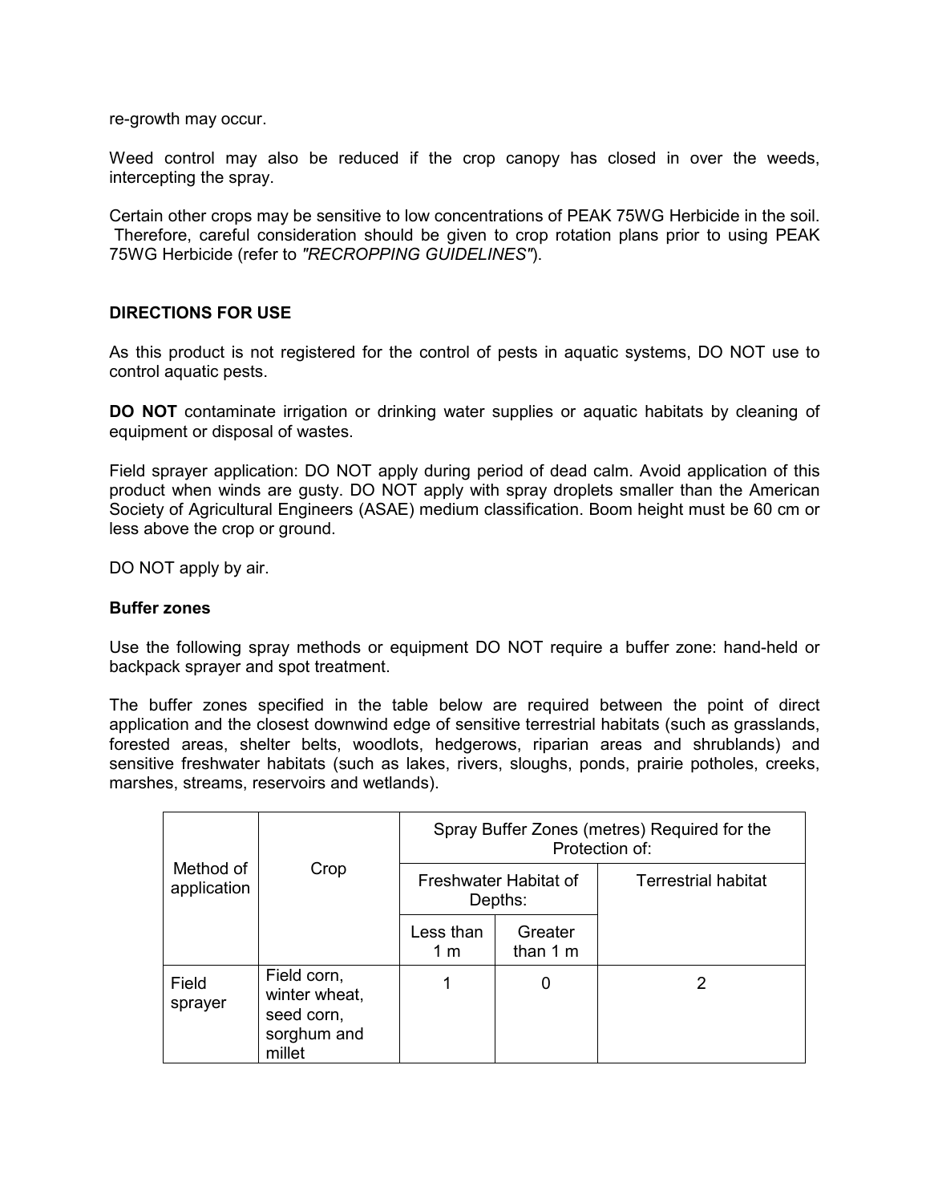re-growth may occur.

Weed control may also be reduced if the crop canopy has closed in over the weeds, intercepting the spray.

Certain other crops may be sensitive to low concentrations of PEAK 75WG Herbicide in the soil. Therefore, careful consideration should be given to crop rotation plans prior to using PEAK 75WG Herbicide (refer to *"RECROPPING GUIDELINES"*).

**DIRECTIONS FOR USE**

As this product is not registered for the control of pests in aquatic systems, DO NOT use to control aquatic pests.

**DO NOT** contaminate irrigation or drinking water supplies or aquatic habitats by cleaning of equipment or disposal of wastes.

Field sprayer application: DO NOT apply during period of dead calm. Avoid application of this product when winds are gusty. DO NOT apply with spray droplets smaller than the American Society of Agricultural Engineers (ASAE) medium classification. Boom height must be 60 cm or less above the crop or ground.

DO NOT apply by air.

**Buffer zones**

Use the following spray methods or equipment DO NOT require a buffer zone: hand-held or backpack sprayer and spot treatment.

The buffer zones specified in the table below are required between the point of direct application and the closest downwind edge of sensitive terrestrial habitats (such as grasslands, forested areas, shelter belts, woodlots, hedgerows, riparian areas and shrublands) and sensitive freshwater habitats (such as lakes, rivers, sloughs, ponds, prairie potholes, creeks, marshes, streams, reservoirs and wetlands).

| Method of application | Crop | Spray Buffer Zones (metres) Required for the Protection of: | | |
|---|---|---|---|---|
| | | Freshwater Habitat of Depths: | | Terrestrial habitat |
| | | Less than 1 m | Greater than 1 m | |
| Field sprayer | Field corn, winter wheat, seed corn, sorghum and millet | 1 | 0 | 2 |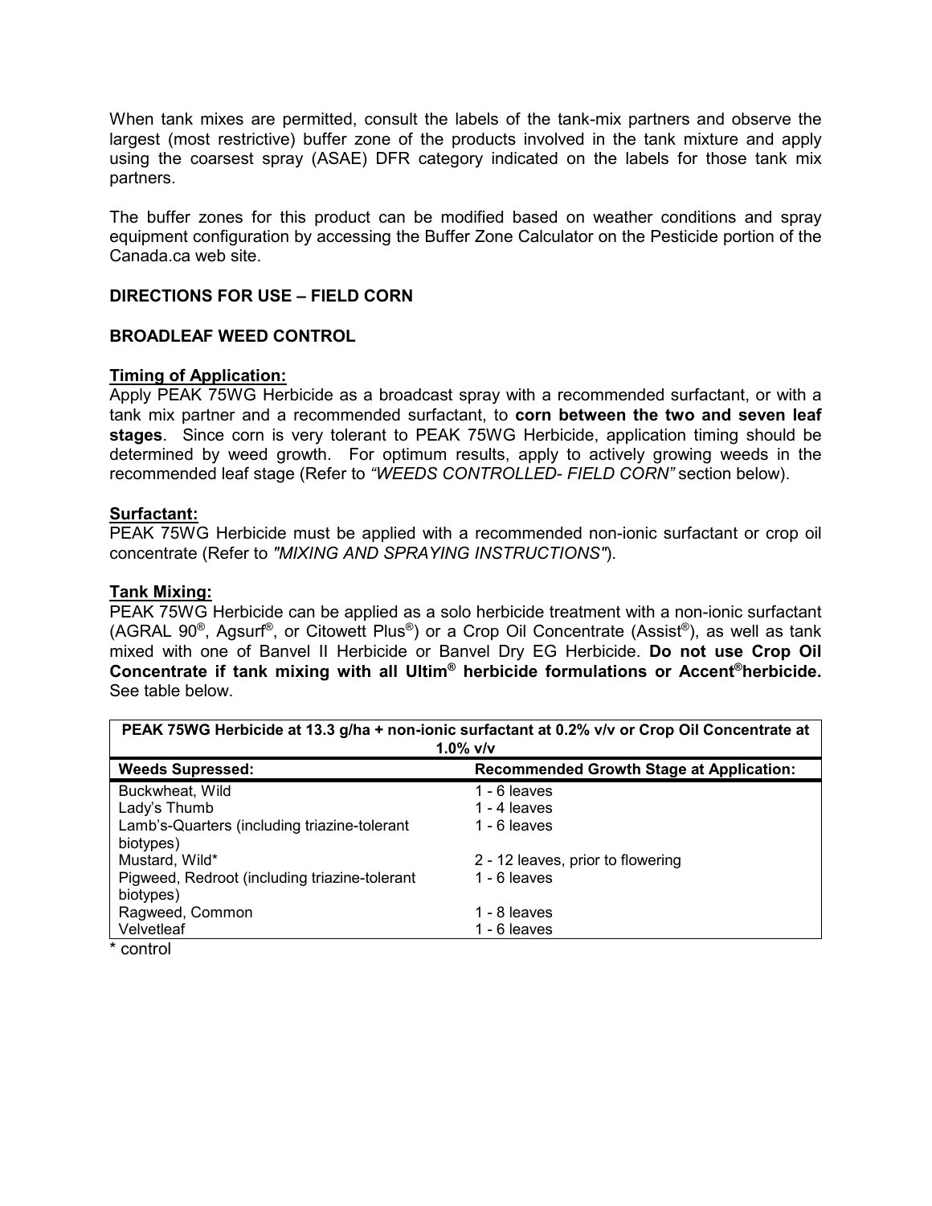When tank mixes are permitted, consult the labels of the tank-mix partners and observe the largest (most restrictive) buffer zone of the products involved in the tank mixture and apply using the coarsest spray (ASAE) DFR category indicated on the labels for those tank mix partners.

The buffer zones for this product can be modified based on weather conditions and spray equipment configuration by accessing the Buffer Zone Calculator on the Pesticide portion of the Canada.ca web site.

**DIRECTIONS FOR USE – FIELD CORN**

**BROADLEAF WEED CONTROL**

**Timing of Application:**

Apply PEAK 75WG Herbicide as a broadcast spray with a recommended surfactant, or with a tank mix partner and a recommended surfactant, to **corn between the two and seven leaf stages**. Since corn is very tolerant to PEAK 75WG Herbicide, application timing should be determined by weed growth. For optimum results, apply to actively growing weeds in the recommended leaf stage (Refer to *"WEEDS CONTROLLED- FIELD CORN"* section below).

**Surfactant:**

PEAK 75WG Herbicide must be applied with a recommended non-ionic surfactant or crop oil concentrate (Refer to *"MIXING AND SPRAYING INSTRUCTIONS"*).

**Tank Mixing:**

PEAK 75WG Herbicide can be applied as a solo herbicide treatment with a non-ionic surfactant (AGRAL 90®, Agsurf®, or Citowett Plus®) or a Crop Oil Concentrate (Assist®), as well as tank mixed with one of Banvel II Herbicide or Banvel Dry EG Herbicide. **Do not use Crop Oil Concentrate if tank mixing with all Ultim® herbicide formulations or Accent® herbicide.** See table below.

| PEAK 75WG Herbicide at 13.3 g/ha + non-ionic surfactant at 0.2% v/v or Crop Oil Concentrate at 1.0% v/v | |
|---|---|
| **Weeds Supressed:** | **Recommended Growth Stage at Application:** |
| Buckwheat, Wild | 1 - 6 leaves |
| Lady's Thumb | 1 - 4 leaves |
| Lamb's-Quarters (including triazine-tolerant biotypes) | 1 - 6 leaves |
| Mustard, Wild* | 2 - 12 leaves, prior to flowering |
| Pigweed, Redroot (including triazine-tolerant biotypes) | 1 - 6 leaves |
| Ragweed, Common | 1 - 8 leaves |
| Velvetleaf | 1 - 6 leaves |

\* control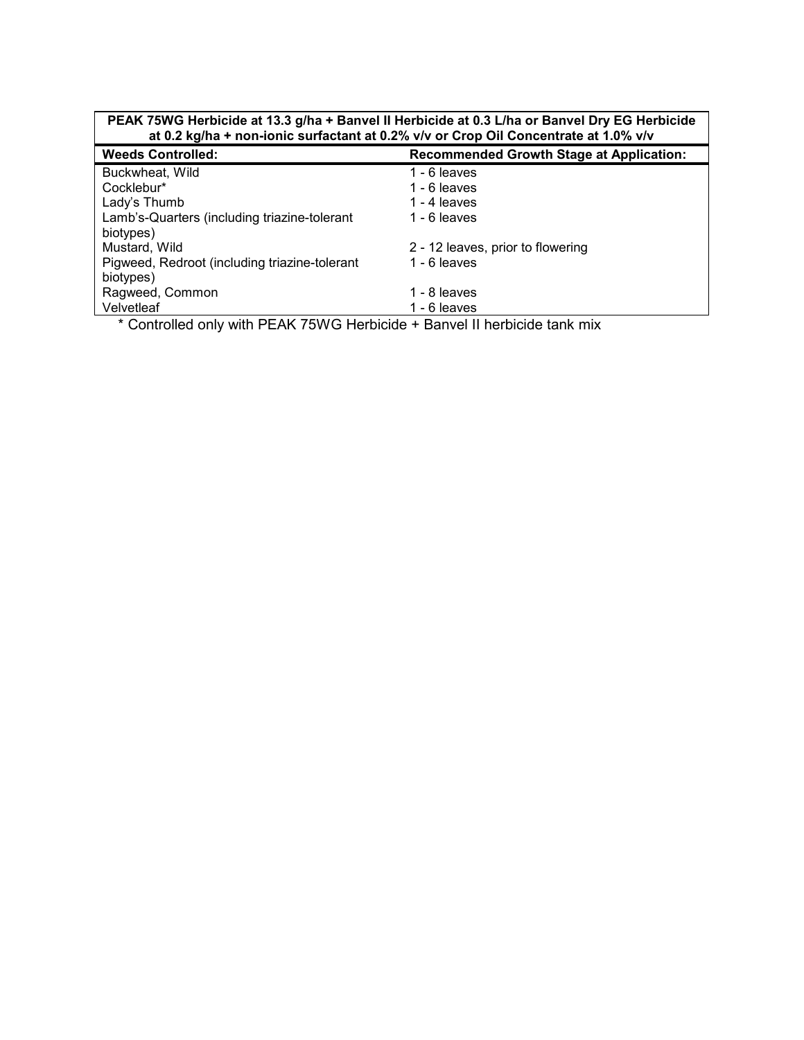| PEAK 75WG Herbicide at 13.3 g/ha + Banvel II Herbicide at 0.3 L/ha or Banvel Dry EG Herbicide at 0.2 kg/ha + non-ionic surfactant at 0.2% v/v or Crop Oil Concentrate at 1.0% v/v | |
|---|---|
| **Weeds Controlled:** | **Recommended Growth Stage at Application:** |
| Buckwheat, Wild | 1 - 6 leaves |
| Cocklebur* | 1 - 6 leaves |
| Lady's Thumb | 1 - 4 leaves |
| Lamb's-Quarters (including triazine-tolerant biotypes) | 1 - 6 leaves |
| Mustard, Wild | 2 - 12 leaves, prior to flowering |
| Pigweed, Redroot (including triazine-tolerant biotypes) | 1 - 6 leaves |
| Ragweed, Common | 1 - 8 leaves |
| Velvetleaf | 1 - 6 leaves |

* Controlled only with PEAK 75WG Herbicide + Banvel II herbicide tank mix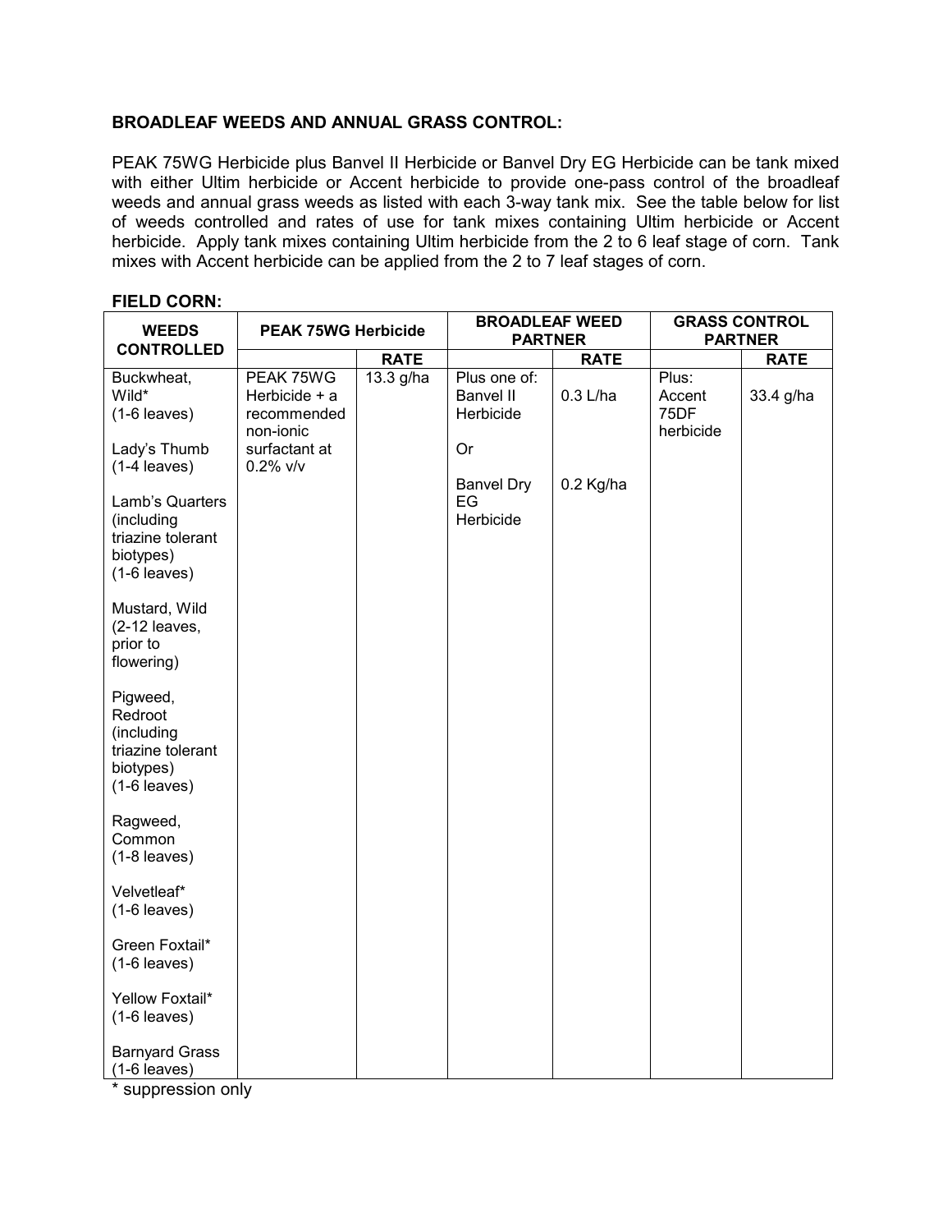**BROADLEAF WEEDS AND ANNUAL GRASS CONTROL:**

PEAK 75WG Herbicide plus Banvel II Herbicide or Banvel Dry EG Herbicide can be tank mixed with either Ultim herbicide or Accent herbicide to provide one-pass control of the broadleaf weeds and annual grass weeds as listed with each 3-way tank mix. See the table below for list of weeds controlled and rates of use for tank mixes containing Ultim herbicide or Accent herbicide. Apply tank mixes containing Ultim herbicide from the 2 to 6 leaf stage of corn. Tank mixes with Accent herbicide can be applied from the 2 to 7 leaf stages of corn.

**FIELD CORN:**

| WEEDS CONTROLLED | PEAK 75WG Herbicide | | BROADLEAF WEED PARTNER | | GRASS CONTROL PARTNER | |
|---|---|---|---|---|---|---|
| | | RATE | | RATE | | RATE |
| Buckwheat, Wild* (1-6 leaves)<br><br>Lady's Thumb (1-4 leaves)<br><br>Lamb's Quarters (including triazine tolerant biotypes) (1-6 leaves)<br><br>Mustard, Wild (2-12 leaves, prior to flowering)<br><br>Pigweed, Redroot (including triazine tolerant biotypes) (1-6 leaves)<br><br>Ragweed, Common (1-8 leaves)<br><br>Velvetleaf* (1-6 leaves)<br><br>Green Foxtail* (1-6 leaves)<br><br>Yellow Foxtail* (1-6 leaves)<br><br>Barnyard Grass (1-6 leaves) | PEAK 75WG Herbicide + a recommended non-ionic surfactant at 0.2% v/v | 13.3 g/ha | Plus one of:<br>Banvel II Herbicide<br><br>Or<br><br>Banvel Dry EG Herbicide | <br>0.3 L/ha<br><br><br><br>0.2 Kg/ha | Plus:<br>Accent 75DF herbicide | <br>33.4 g/ha |

\* suppression only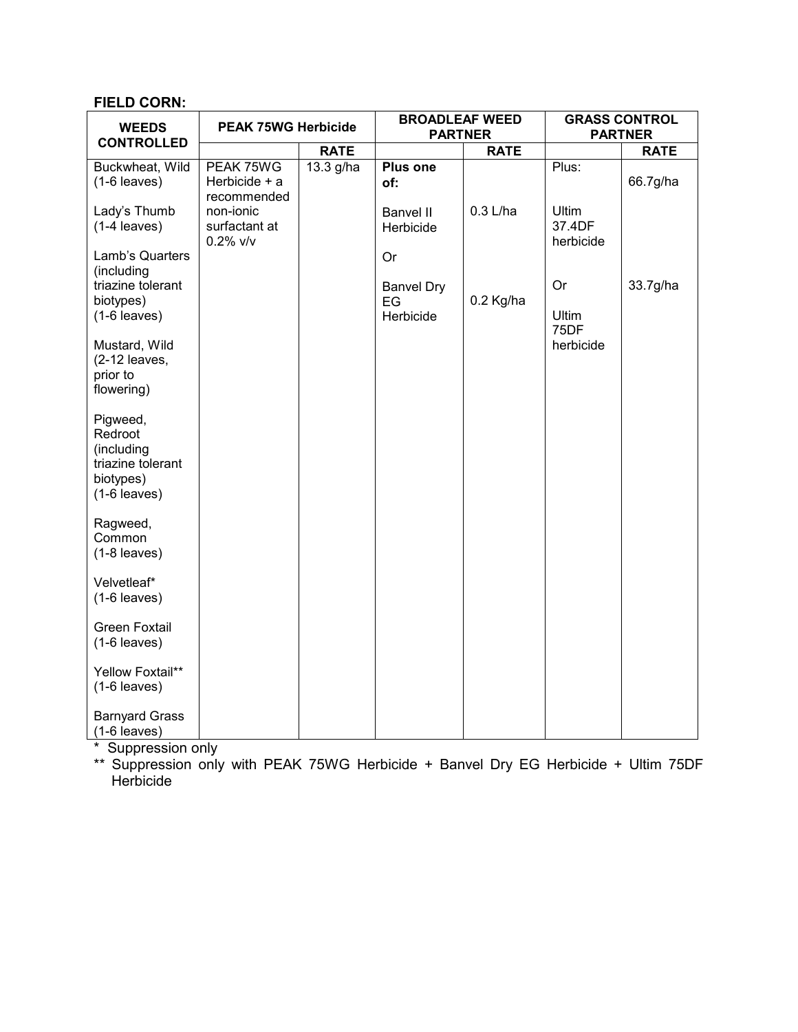**FIELD CORN:**

| WEEDS CONTROLLED | PEAK 75WG Herbicide | | BROADLEAF WEED PARTNER | | GRASS CONTROL PARTNER | |
|---|---|---|---|---|---|---|
| | | RATE | | RATE | | RATE |
| Buckwheat, Wild (1-6 leaves)<br><br>Lady's Thumb (1-4 leaves)<br><br>Lamb's Quarters (including triazine tolerant biotypes) (1-6 leaves)<br><br>Mustard, Wild (2-12 leaves, prior to flowering)<br><br>Pigweed, Redroot (including triazine tolerant biotypes) (1-6 leaves)<br><br>Ragweed, Common (1-8 leaves)<br><br>Velvetleaf* (1-6 leaves)<br><br>Green Foxtail (1-6 leaves)<br><br>Yellow Foxtail** (1-6 leaves)<br><br>Barnyard Grass (1-6 leaves) | PEAK 75WG Herbicide + a recommended non-ionic surfactant at 0.2% v/v | 13.3 g/ha | **Plus one of:**<br><br>Banvel II Herbicide<br><br>Or<br><br>Banvel Dry EG Herbicide | <br><br>0.3 L/ha<br><br><br><br>0.2 Kg/ha | Plus:<br><br>Ultim 37.4DF herbicide<br><br>Or<br><br>Ultim 75DF herbicide | 66.7g/ha<br><br><br><br>33.7g/ha |

\* Suppression only

** Suppression only with PEAK 75WG Herbicide + Banvel Dry EG Herbicide + Ultim 75DF Herbicide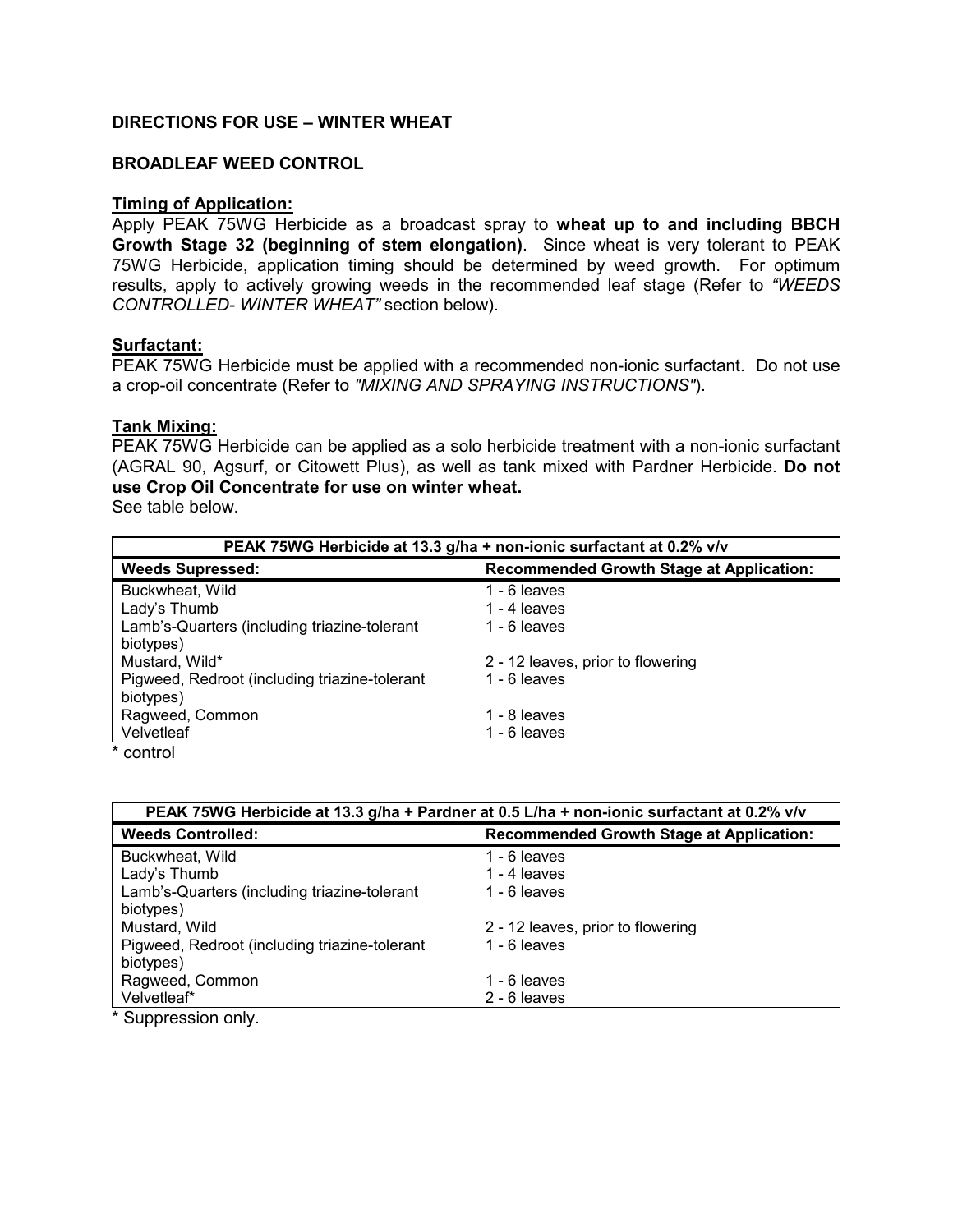## DIRECTIONS FOR USE – WINTER WHEAT

### BROADLEAF WEED CONTROL

**Timing of Application:**

Apply PEAK 75WG Herbicide as a broadcast spray to **wheat up to and including BBCH Growth Stage 32 (beginning of stem elongation)**. Since wheat is very tolerant to PEAK 75WG Herbicide, application timing should be determined by weed growth. For optimum results, apply to actively growing weeds in the recommended leaf stage (Refer to *"WEEDS CONTROLLED- WINTER WHEAT"* section below).

**Surfactant:**

PEAK 75WG Herbicide must be applied with a recommended non-ionic surfactant. Do not use a crop-oil concentrate (Refer to *"MIXING AND SPRAYING INSTRUCTIONS"*).

**Tank Mixing:**

PEAK 75WG Herbicide can be applied as a solo herbicide treatment with a non-ionic surfactant (AGRAL 90, Agsurf, or Citowett Plus), as well as tank mixed with Pardner Herbicide. **Do not use Crop Oil Concentrate for use on winter wheat.**

See table below.

| PEAK 75WG Herbicide at 13.3 g/ha + non-ionic surfactant at 0.2% v/v | |
|---|---|
| **Weeds Supressed:** | **Recommended Growth Stage at Application:** |
| Buckwheat, Wild | 1 - 6 leaves |
| Lady's Thumb | 1 - 4 leaves |
| Lamb's-Quarters (including triazine-tolerant biotypes) | 1 - 6 leaves |
| Mustard, Wild* | 2 - 12 leaves, prior to flowering |
| Pigweed, Redroot (including triazine-tolerant biotypes) | 1 - 6 leaves |
| Ragweed, Common | 1 - 8 leaves |
| Velvetleaf | 1 - 6 leaves |

\* control

| PEAK 75WG Herbicide at 13.3 g/ha + Pardner at 0.5 L/ha + non-ionic surfactant at 0.2% v/v | |
|---|---|
| **Weeds Controlled:** | **Recommended Growth Stage at Application:** |
| Buckwheat, Wild | 1 - 6 leaves |
| Lady's Thumb | 1 - 4 leaves |
| Lamb's-Quarters (including triazine-tolerant biotypes) | 1 - 6 leaves |
| Mustard, Wild | 2 - 12 leaves, prior to flowering |
| Pigweed, Redroot (including triazine-tolerant biotypes) | 1 - 6 leaves |
| Ragweed, Common | 1 - 6 leaves |
| Velvetleaf* | 2 - 6 leaves |

\* Suppression only.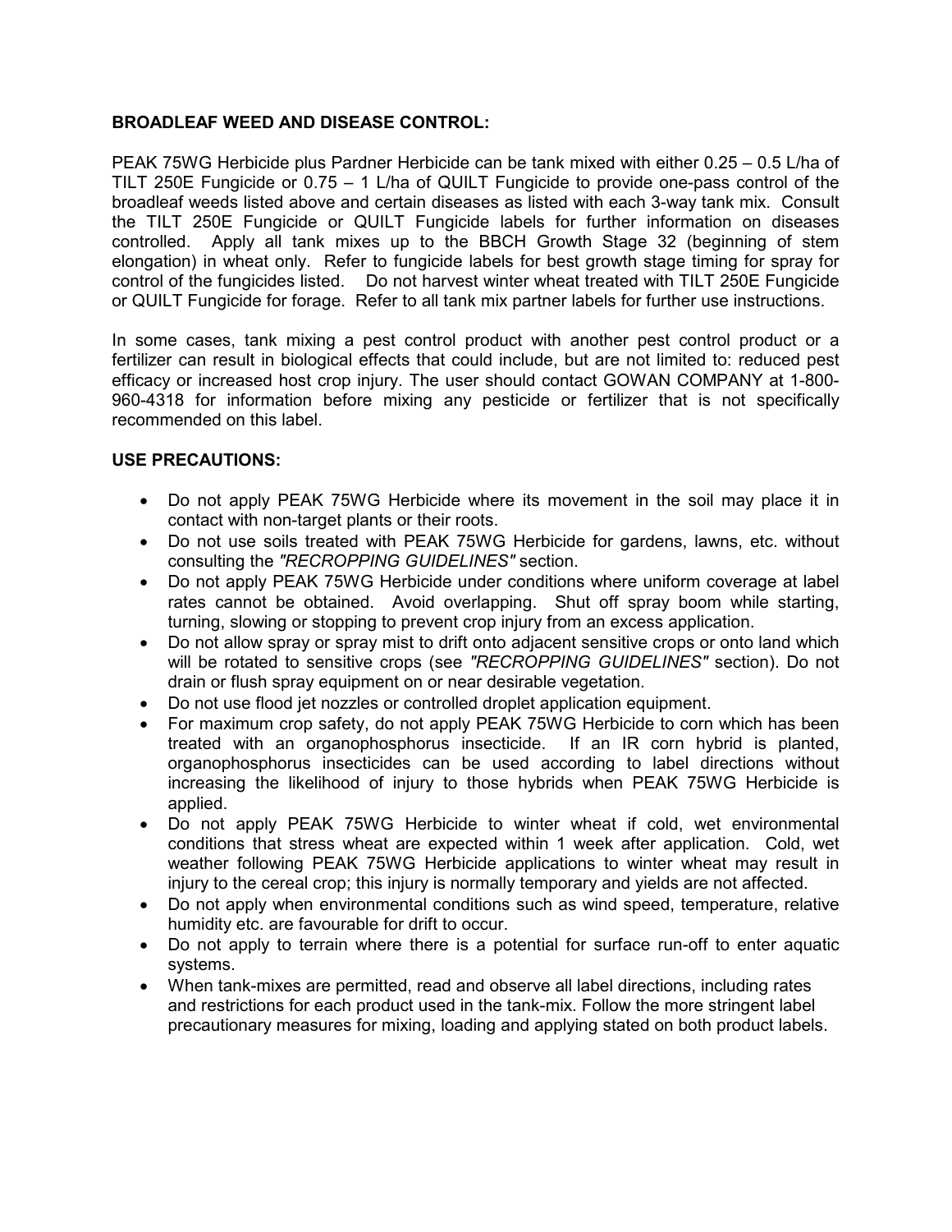**BROADLEAF WEED AND DISEASE CONTROL:**

PEAK 75WG Herbicide plus Pardner Herbicide can be tank mixed with either 0.25 – 0.5 L/ha of TILT 250E Fungicide or 0.75 – 1 L/ha of QUILT Fungicide to provide one-pass control of the broadleaf weeds listed above and certain diseases as listed with each 3-way tank mix. Consult the TILT 250E Fungicide or QUILT Fungicide labels for further information on diseases controlled. Apply all tank mixes up to the BBCH Growth Stage 32 (beginning of stem elongation) in wheat only. Refer to fungicide labels for best growth stage timing for spray for control of the fungicides listed. Do not harvest winter wheat treated with TILT 250E Fungicide or QUILT Fungicide for forage. Refer to all tank mix partner labels for further use instructions.

In some cases, tank mixing a pest control product with another pest control product or a fertilizer can result in biological effects that could include, but are not limited to: reduced pest efficacy or increased host crop injury. The user should contact GOWAN COMPANY at 1-800-960-4318 for information before mixing any pesticide or fertilizer that is not specifically recommended on this label.

**USE PRECAUTIONS:**

- Do not apply PEAK 75WG Herbicide where its movement in the soil may place it in contact with non-target plants or their roots.
- Do not use soils treated with PEAK 75WG Herbicide for gardens, lawns, etc. without consulting the *"RECROPPING GUIDELINES"* section.
- Do not apply PEAK 75WG Herbicide under conditions where uniform coverage at label rates cannot be obtained. Avoid overlapping. Shut off spray boom while starting, turning, slowing or stopping to prevent crop injury from an excess application.
- Do not allow spray or spray mist to drift onto adjacent sensitive crops or onto land which will be rotated to sensitive crops (see *"RECROPPING GUIDELINES"* section). Do not drain or flush spray equipment on or near desirable vegetation.
- Do not use flood jet nozzles or controlled droplet application equipment.
- For maximum crop safety, do not apply PEAK 75WG Herbicide to corn which has been treated with an organophosphorus insecticide. If an IR corn hybrid is planted, organophosphorus insecticides can be used according to label directions without increasing the likelihood of injury to those hybrids when PEAK 75WG Herbicide is applied.
- Do not apply PEAK 75WG Herbicide to winter wheat if cold, wet environmental conditions that stress wheat are expected within 1 week after application. Cold, wet weather following PEAK 75WG Herbicide applications to winter wheat may result in injury to the cereal crop; this injury is normally temporary and yields are not affected.
- Do not apply when environmental conditions such as wind speed, temperature, relative humidity etc. are favourable for drift to occur.
- Do not apply to terrain where there is a potential for surface run-off to enter aquatic systems.
- When tank-mixes are permitted, read and observe all label directions, including rates and restrictions for each product used in the tank-mix. Follow the more stringent label precautionary measures for mixing, loading and applying stated on both product labels.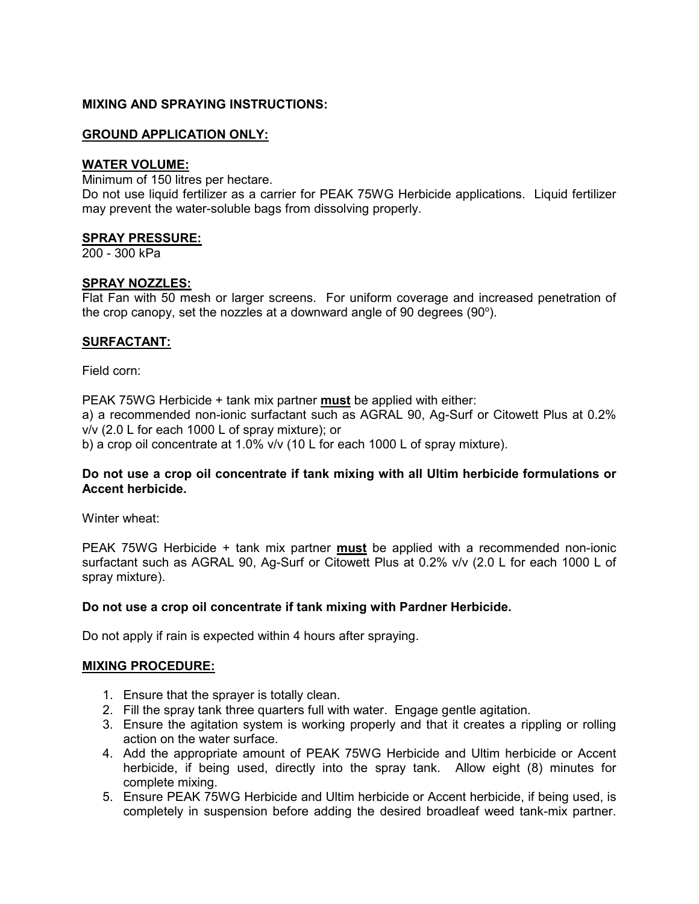**MIXING AND SPRAYING INSTRUCTIONS:**

**GROUND APPLICATION ONLY:**

**WATER VOLUME:**
Minimum of 150 litres per hectare.
Do not use liquid fertilizer as a carrier for PEAK 75WG Herbicide applications. Liquid fertilizer may prevent the water-soluble bags from dissolving properly.

**SPRAY PRESSURE:**
200 - 300 kPa

**SPRAY NOZZLES:**
Flat Fan with 50 mesh or larger screens. For uniform coverage and increased penetration of the crop canopy, set the nozzles at a downward angle of 90 degrees (90º).

**SURFACTANT:**

Field corn:

PEAK 75WG Herbicide + tank mix partner **must** be applied with either:
a) a recommended non-ionic surfactant such as AGRAL 90, Ag-Surf or Citowett Plus at 0.2% v/v (2.0 L for each 1000 L of spray mixture); or
b) a crop oil concentrate at 1.0% v/v (10 L for each 1000 L of spray mixture).

**Do not use a crop oil concentrate if tank mixing with all Ultim herbicide formulations or Accent herbicide.**

Winter wheat:

PEAK 75WG Herbicide + tank mix partner **must** be applied with a recommended non-ionic surfactant such as AGRAL 90, Ag-Surf or Citowett Plus at 0.2% v/v (2.0 L for each 1000 L of spray mixture).

**Do not use a crop oil concentrate if tank mixing with Pardner Herbicide.**

Do not apply if rain is expected within 4 hours after spraying.

**MIXING PROCEDURE:**

1. Ensure that the sprayer is totally clean.
2. Fill the spray tank three quarters full with water. Engage gentle agitation.
3. Ensure the agitation system is working properly and that it creates a rippling or rolling action on the water surface.
4. Add the appropriate amount of PEAK 75WG Herbicide and Ultim herbicide or Accent herbicide, if being used, directly into the spray tank. Allow eight (8) minutes for complete mixing.
5. Ensure PEAK 75WG Herbicide and Ultim herbicide or Accent herbicide, if being used, is completely in suspension before adding the desired broadleaf weed tank-mix partner.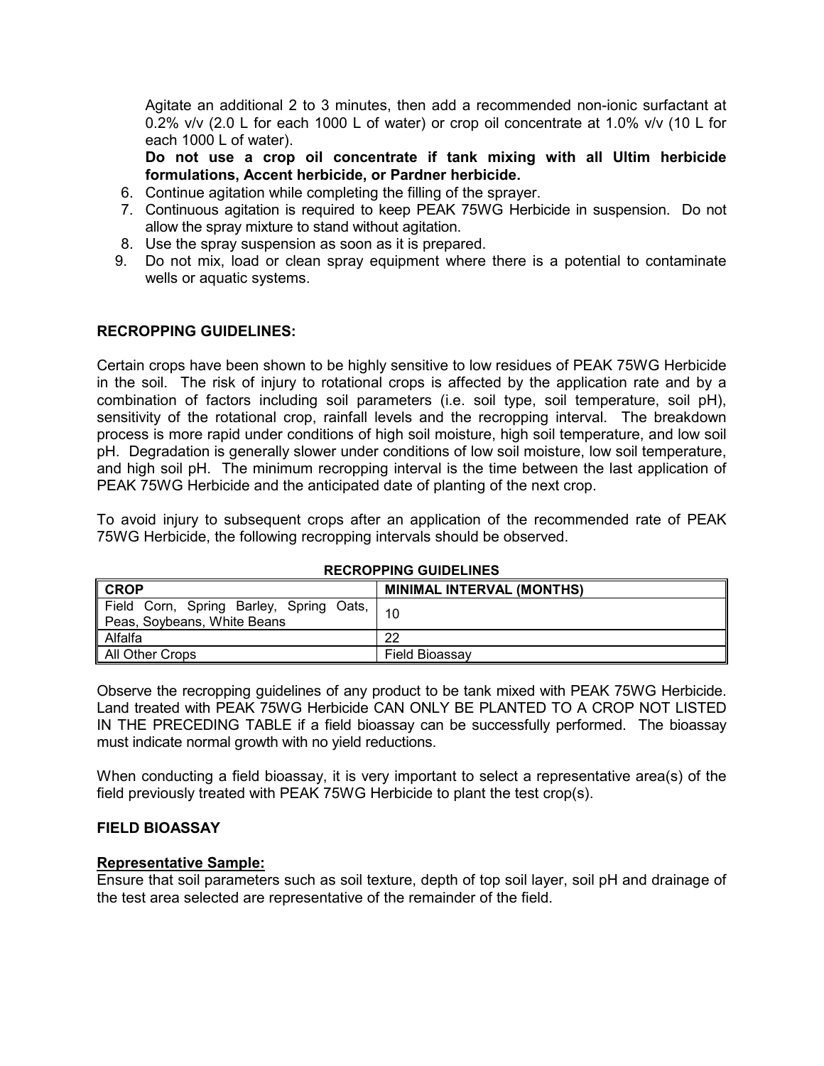Agitate an additional 2 to 3 minutes, then add a recommended non-ionic surfactant at 0.2% v/v (2.0 L for each 1000 L of water) or crop oil concentrate at 1.0% v/v (10 L for each 1000 L of water).

**Do not use a crop oil concentrate if tank mixing with all Ultim herbicide formulations, Accent herbicide, or Pardner herbicide.**

6. Continue agitation while completing the filling of the sprayer.
7. Continuous agitation is required to keep PEAK 75WG Herbicide in suspension. Do not allow the spray mixture to stand without agitation.
8. Use the spray suspension as soon as it is prepared.
9. Do not mix, load or clean spray equipment where there is a potential to contaminate wells or aquatic systems.

## RECROPPING GUIDELINES:

Certain crops have been shown to be highly sensitive to low residues of PEAK 75WG Herbicide in the soil. The risk of injury to rotational crops is affected by the application rate and by a combination of factors including soil parameters (i.e. soil type, soil temperature, soil pH), sensitivity of the rotational crop, rainfall levels and the recropping interval. The breakdown process is more rapid under conditions of high soil moisture, high soil temperature, and low soil pH. Degradation is generally slower under conditions of low soil moisture, low soil temperature, and high soil pH. The minimum recropping interval is the time between the last application of PEAK 75WG Herbicide and the anticipated date of planting of the next crop.

To avoid injury to subsequent crops after an application of the recommended rate of PEAK 75WG Herbicide, the following recropping intervals should be observed.

**RECROPPING GUIDELINES**

| CROP | MINIMAL INTERVAL (MONTHS) |
|---|---|
| Field Corn, Spring Barley, Spring Oats, Peas, Soybeans, White Beans | 10 |
| Alfalfa | 22 |
| All Other Crops | Field Bioassay |

Observe the recropping guidelines of any product to be tank mixed with PEAK 75WG Herbicide. Land treated with PEAK 75WG Herbicide CAN ONLY BE PLANTED TO A CROP NOT LISTED IN THE PRECEDING TABLE if a field bioassay can be successfully performed. The bioassay must indicate normal growth with no yield reductions.

When conducting a field bioassay, it is very important to select a representative area(s) of the field previously treated with PEAK 75WG Herbicide to plant the test crop(s).

## FIELD BIOASSAY

**Representative Sample:**

Ensure that soil parameters such as soil texture, depth of top soil layer, soil pH and drainage of the test area selected are representative of the remainder of the field.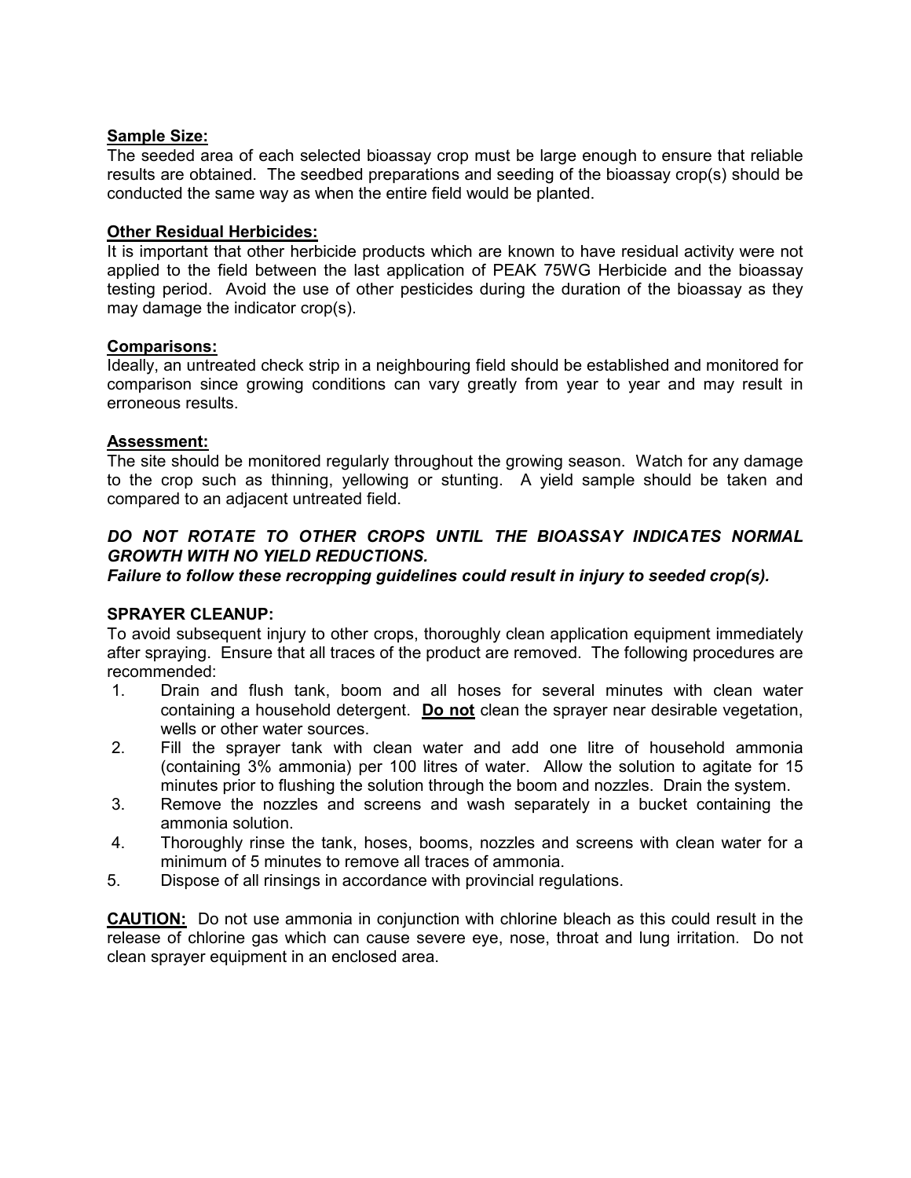**<u>Sample Size:</u>**
The seeded area of each selected bioassay crop must be large enough to ensure that reliable results are obtained. The seedbed preparations and seeding of the bioassay crop(s) should be conducted the same way as when the entire field would be planted.

**<u>Other Residual Herbicides:</u>**
It is important that other herbicide products which are known to have residual activity were not applied to the field between the last application of PEAK 75WG Herbicide and the bioassay testing period. Avoid the use of other pesticides during the duration of the bioassay as they may damage the indicator crop(s).

**<u>Comparisons:</u>**
Ideally, an untreated check strip in a neighbouring field should be established and monitored for comparison since growing conditions can vary greatly from year to year and may result in erroneous results.

**<u>Assessment:</u>**
The site should be monitored regularly throughout the growing season. Watch for any damage to the crop such as thinning, yellowing or stunting. A yield sample should be taken and compared to an adjacent untreated field.

***DO NOT ROTATE TO OTHER CROPS UNTIL THE BIOASSAY INDICATES NORMAL GROWTH WITH NO YIELD REDUCTIONS.***
***Failure to follow these recropping guidelines could result in injury to seeded crop(s).***

**SPRAYER CLEANUP:**
To avoid subsequent injury to other crops, thoroughly clean application equipment immediately after spraying. Ensure that all traces of the product are removed. The following procedures are recommended:

1. Drain and flush tank, boom and all hoses for several minutes with clean water containing a household detergent. **<u>Do not</u>** clean the sprayer near desirable vegetation, wells or other water sources.
2. Fill the sprayer tank with clean water and add one litre of household ammonia (containing 3% ammonia) per 100 litres of water. Allow the solution to agitate for 15 minutes prior to flushing the solution through the boom and nozzles. Drain the system.
3. Remove the nozzles and screens and wash separately in a bucket containing the ammonia solution.
4. Thoroughly rinse the tank, hoses, booms, nozzles and screens with clean water for a minimum of 5 minutes to remove all traces of ammonia.
5. Dispose of all rinsings in accordance with provincial regulations.

**<u>CAUTION:</u>** Do not use ammonia in conjunction with chlorine bleach as this could result in the release of chlorine gas which can cause severe eye, nose, throat and lung irritation. Do not clean sprayer equipment in an enclosed area.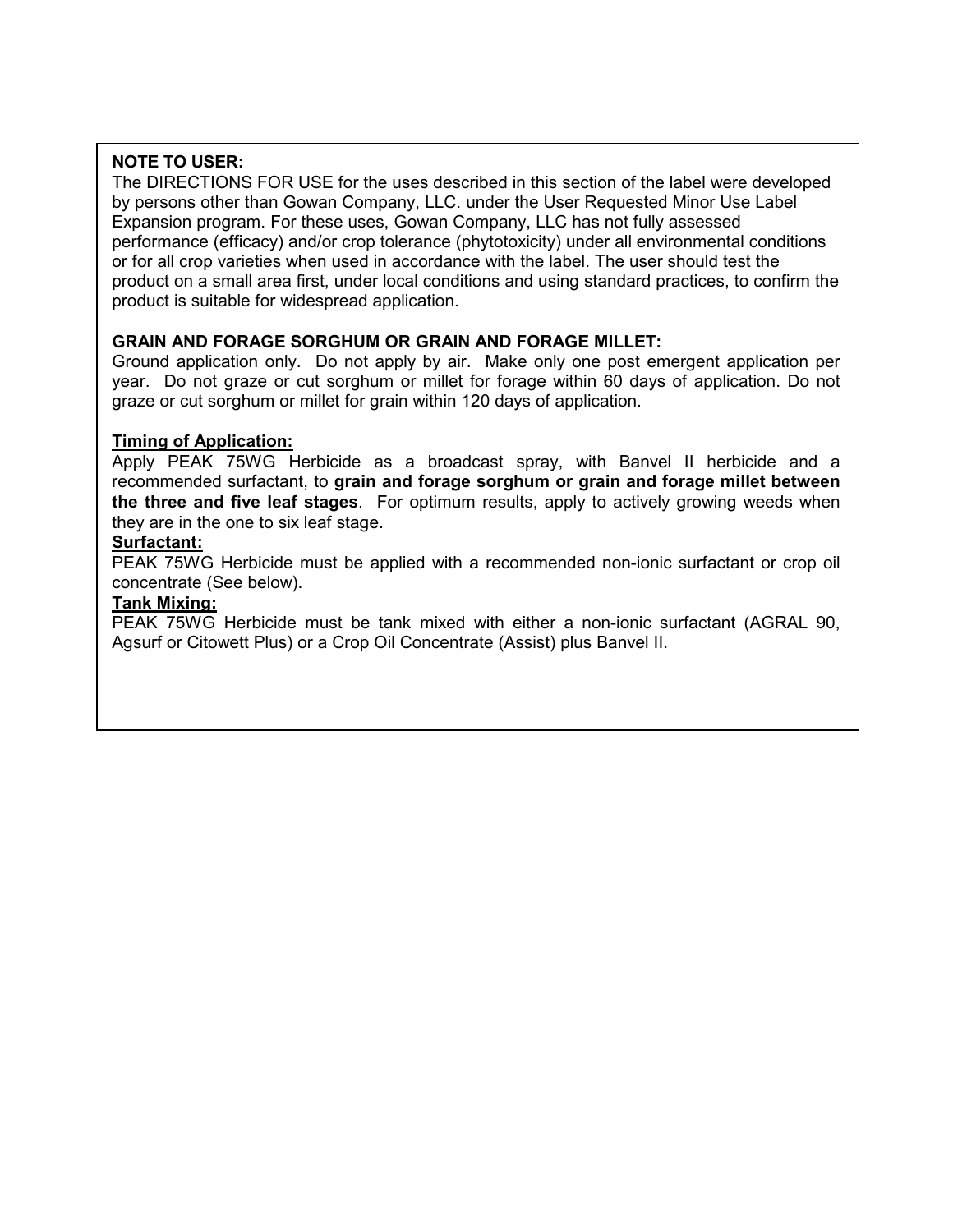**NOTE TO USER:**
The DIRECTIONS FOR USE for the uses described in this section of the label were developed by persons other than Gowan Company, LLC. under the User Requested Minor Use Label Expansion program. For these uses, Gowan Company, LLC has not fully assessed performance (efficacy) and/or crop tolerance (phytotoxicity) under all environmental conditions or for all crop varieties when used in accordance with the label. The user should test the product on a small area first, under local conditions and using standard practices, to confirm the product is suitable for widespread application.

**GRAIN AND FORAGE SORGHUM OR GRAIN AND FORAGE MILLET:**
Ground application only. Do not apply by air. Make only one post emergent application per year. Do not graze or cut sorghum or millet for forage within 60 days of application. Do not graze or cut sorghum or millet for grain within 120 days of application.

**Timing of Application:**
Apply PEAK 75WG Herbicide as a broadcast spray, with Banvel II herbicide and a recommended surfactant, to **grain and forage sorghum or grain and forage millet between the three and five leaf stages**. For optimum results, apply to actively growing weeds when they are in the one to six leaf stage.

**Surfactant:**
PEAK 75WG Herbicide must be applied with a recommended non-ionic surfactant or crop oil concentrate (See below).

**Tank Mixing:**
PEAK 75WG Herbicide must be tank mixed with either a non-ionic surfactant (AGRAL 90, Agsurf or Citowett Plus) or a Crop Oil Concentrate (Assist) plus Banvel II.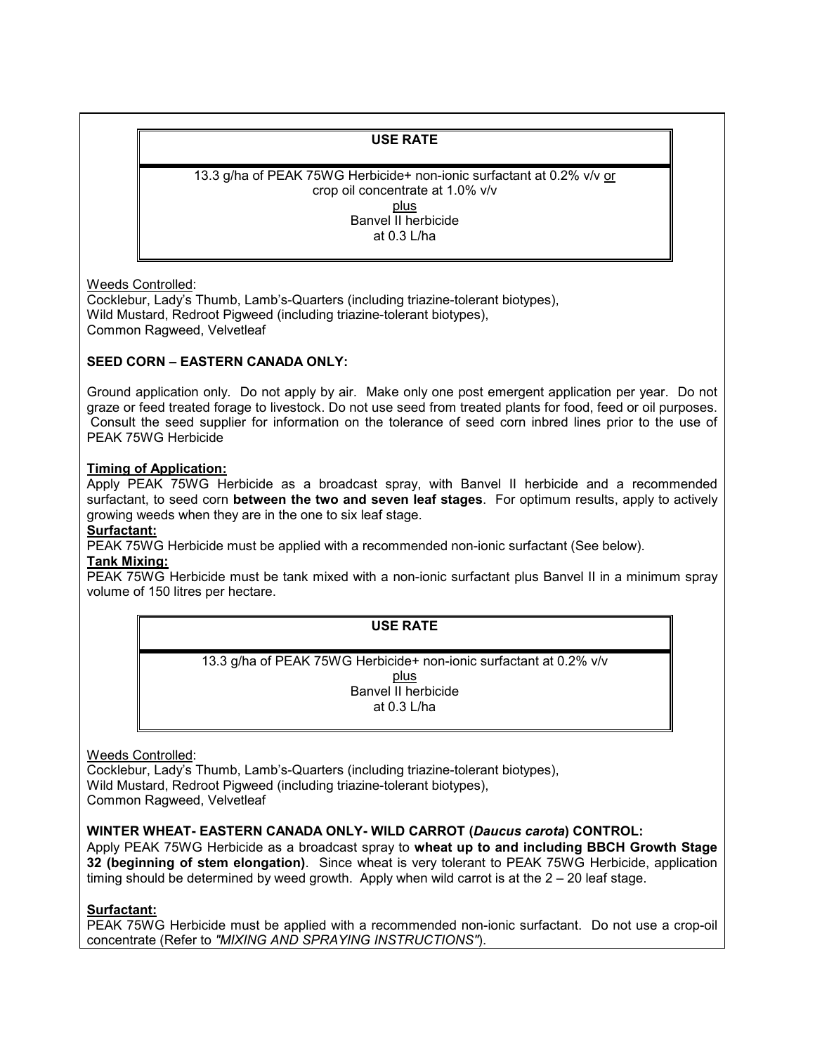| USE RATE |
|---|
| 13.3 g/ha of PEAK 75WG Herbicide+ non-ionic surfactant at 0.2% v/v or crop oil concentrate at 1.0% v/v<br>plus<br>Banvel II herbicide<br>at 0.3 L/ha |

Weeds Controlled:
Cocklebur, Lady's Thumb, Lamb's-Quarters (including triazine-tolerant biotypes),
Wild Mustard, Redroot Pigweed (including triazine-tolerant biotypes),
Common Ragweed, Velvetleaf

**SEED CORN – EASTERN CANADA ONLY:**

Ground application only. Do not apply by air. Make only one post emergent application per year. Do not graze or feed treated forage to livestock. Do not use seed from treated plants for food, feed or oil purposes. Consult the seed supplier for information on the tolerance of seed corn inbred lines prior to the use of PEAK 75WG Herbicide

**Timing of Application:**
Apply PEAK 75WG Herbicide as a broadcast spray, with Banvel II herbicide and a recommended surfactant, to seed corn **between the two and seven leaf stages**. For optimum results, apply to actively growing weeds when they are in the one to six leaf stage.

**Surfactant:**
PEAK 75WG Herbicide must be applied with a recommended non-ionic surfactant (See below).

**Tank Mixing:**
PEAK 75WG Herbicide must be tank mixed with a non-ionic surfactant plus Banvel II in a minimum spray volume of 150 litres per hectare.

| USE RATE |
|---|
| 13.3 g/ha of PEAK 75WG Herbicide+ non-ionic surfactant at 0.2% v/v<br>plus<br>Banvel II herbicide<br>at 0.3 L/ha |

Weeds Controlled:
Cocklebur, Lady's Thumb, Lamb's-Quarters (including triazine-tolerant biotypes),
Wild Mustard, Redroot Pigweed (including triazine-tolerant biotypes),
Common Ragweed, Velvetleaf

**WINTER WHEAT- EASTERN CANADA ONLY- WILD CARROT (*Daucus carota*) CONTROL:**
Apply PEAK 75WG Herbicide as a broadcast spray to **wheat up to and including BBCH Growth Stage 32 (beginning of stem elongation)**. Since wheat is very tolerant to PEAK 75WG Herbicide, application timing should be determined by weed growth. Apply when wild carrot is at the 2 – 20 leaf stage.

**Surfactant:**
PEAK 75WG Herbicide must be applied with a recommended non-ionic surfactant. Do not use a crop-oil concentrate (Refer to *"MIXING AND SPRAYING INSTRUCTIONS"*).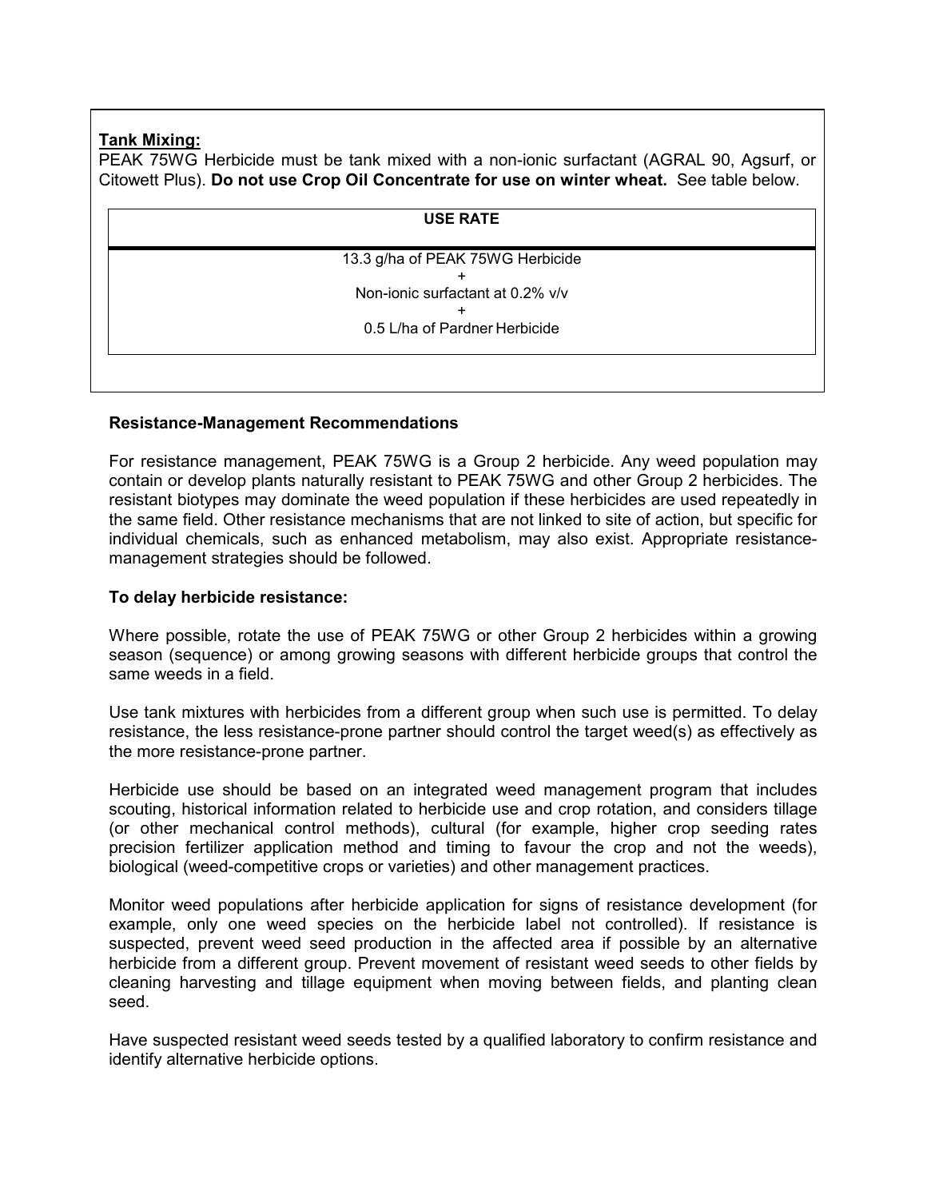**Tank Mixing:**

PEAK 75WG Herbicide must be tank mixed with a non-ionic surfactant (AGRAL 90, Agsurf, or Citowett Plus). **Do not use Crop Oil Concentrate for use on winter wheat.** See table below.

| USE RATE |
| --- |
| 13.3 g/ha of PEAK 75WG Herbicide<br>+<br>Non-ionic surfactant at 0.2% v/v<br>+<br>0.5 L/ha of Pardner Herbicide |

**Resistance-Management Recommendations**

For resistance management, PEAK 75WG is a Group 2 herbicide. Any weed population may contain or develop plants naturally resistant to PEAK 75WG and other Group 2 herbicides. The resistant biotypes may dominate the weed population if these herbicides are used repeatedly in the same field. Other resistance mechanisms that are not linked to site of action, but specific for individual chemicals, such as enhanced metabolism, may also exist. Appropriate resistance-management strategies should be followed.

**To delay herbicide resistance:**

Where possible, rotate the use of PEAK 75WG or other Group 2 herbicides within a growing season (sequence) or among growing seasons with different herbicide groups that control the same weeds in a field.

Use tank mixtures with herbicides from a different group when such use is permitted. To delay resistance, the less resistance-prone partner should control the target weed(s) as effectively as the more resistance-prone partner.

Herbicide use should be based on an integrated weed management program that includes scouting, historical information related to herbicide use and crop rotation, and considers tillage (or other mechanical control methods), cultural (for example, higher crop seeding rates precision fertilizer application method and timing to favour the crop and not the weeds), biological (weed-competitive crops or varieties) and other management practices.

Monitor weed populations after herbicide application for signs of resistance development (for example, only one weed species on the herbicide label not controlled). If resistance is suspected, prevent weed seed production in the affected area if possible by an alternative herbicide from a different group. Prevent movement of resistant weed seeds to other fields by cleaning harvesting and tillage equipment when moving between fields, and planting clean seed.

Have suspected resistant weed seeds tested by a qualified laboratory to confirm resistance and identify alternative herbicide options.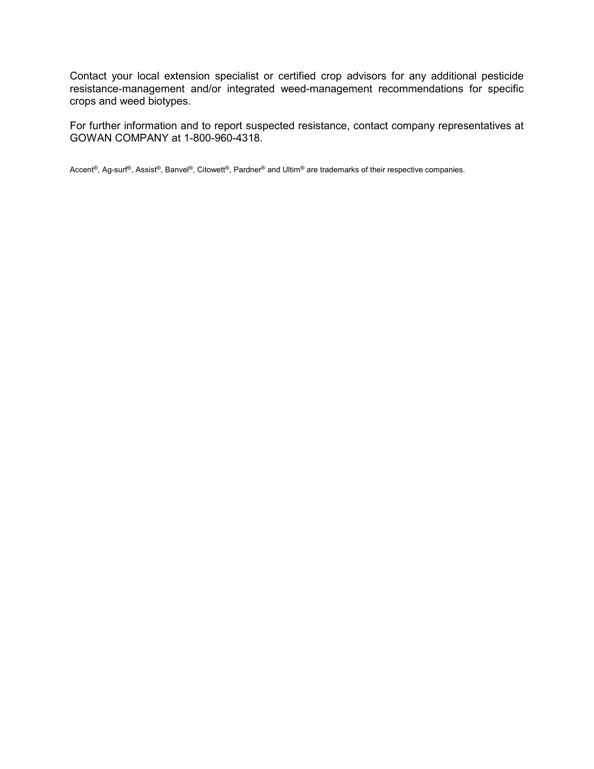Contact your local extension specialist or certified crop advisors for any additional pesticide resistance-management and/or integrated weed-management recommendations for specific crops and weed biotypes.

For further information and to report suspected resistance, contact company representatives at GOWAN COMPANY at 1-800-960-4318.

Accent®, Ag-surf®, Assist®, Banvel®, Citowett®, Pardner® and Ultim® are trademarks of their respective companies.